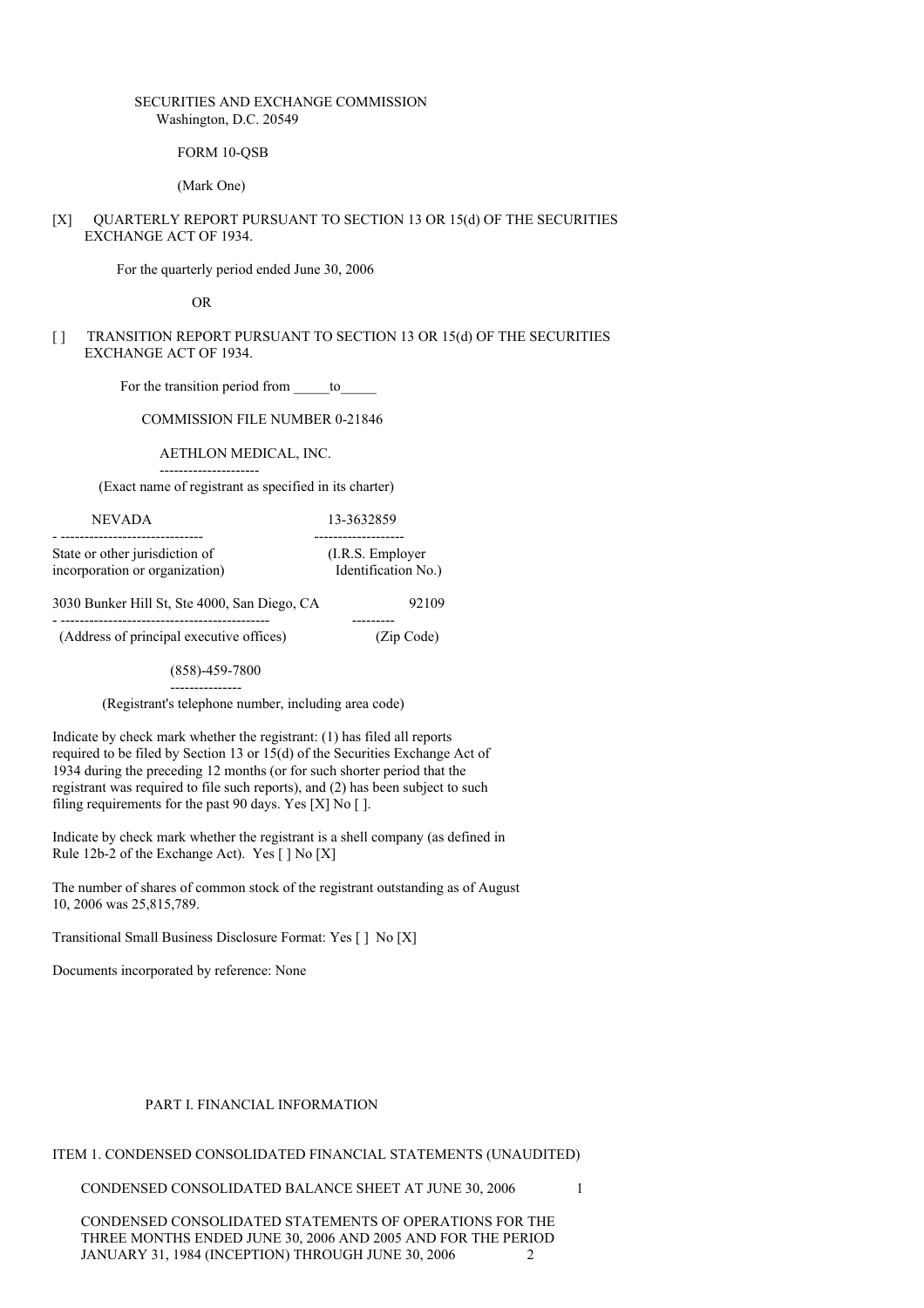SECURITIES AND EXCHANGE COMMISSION
Washington, D.C. 20549

FORM 10-QSB

(Mark One)

[X] QUARTERLY REPORT PURSUANT TO SECTION 13 OR 15(d) OF THE SECURITIES EXCHANGE ACT OF 1934.

For the quarterly period ended June 30, 2006

OR

[ ] TRANSITION REPORT PURSUANT TO SECTION 13 OR 15(d) OF THE SECURITIES EXCHANGE ACT OF 1934.

For the transition period from _____to_____

COMMISSION FILE NUMBER 0-21846

AETHLON MEDICAL, INC.

(Exact name of registrant as specified in its charter)

| NEVADA | 13-3632859 |
|---|---|
| State or other jurisdiction of incorporation or organization) | (I.R.S. Employer Identification No.) |

| 3030 Bunker Hill St, Ste 4000, San Diego, CA | 92109 |
|---|---|
| (Address of principal executive offices) | (Zip Code) |

(858)-459-7800

(Registrant's telephone number, including area code)

Indicate by check mark whether the registrant: (1) has filed all reports required to be filed by Section 13 or 15(d) of the Securities Exchange Act of 1934 during the preceding 12 months (or for such shorter period that the registrant was required to file such reports), and (2) has been subject to such filing requirements for the past 90 days. Yes [X] No [ ].

Indicate by check mark whether the registrant is a shell company (as defined in Rule 12b-2 of the Exchange Act). Yes [ ] No [X]

The number of shares of common stock of the registrant outstanding as of August 10, 2006 was 25,815,789.

Transitional Small Business Disclosure Format: Yes [ ] No [X]

Documents incorporated by reference: None

PART I. FINANCIAL INFORMATION

ITEM 1. CONDENSED CONSOLIDATED FINANCIAL STATEMENTS (UNAUDITED)

CONDENSED CONSOLIDATED BALANCE SHEET AT JUNE 30, 2006 1

CONDENSED CONSOLIDATED STATEMENTS OF OPERATIONS FOR THE THREE MONTHS ENDED JUNE 30, 2006 AND 2005 AND FOR THE PERIOD JANUARY 31, 1984 (INCEPTION) THROUGH JUNE 30, 2006 2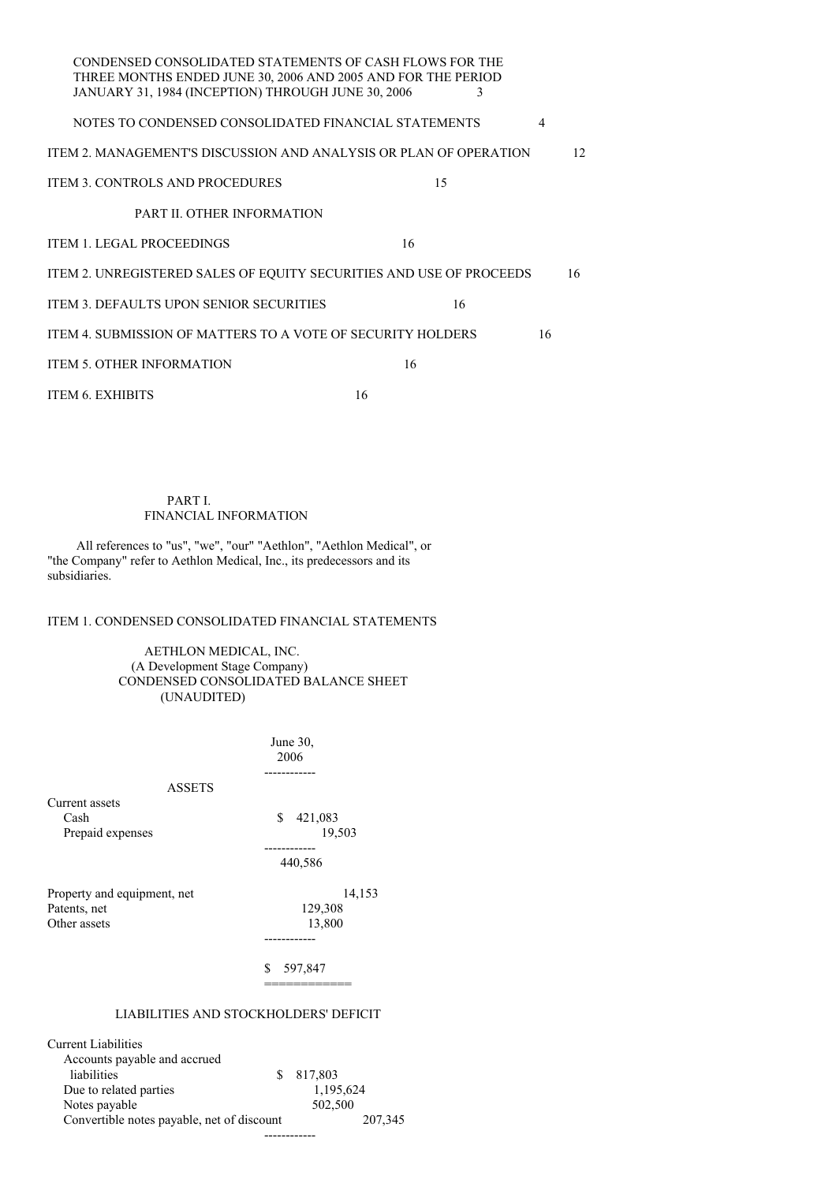| | |
|---|---|
| CONDENSED CONSOLIDATED STATEMENTS OF CASH FLOWS FOR THE THREE MONTHS ENDED JUNE 30, 2006 AND 2005 AND FOR THE PERIOD JANUARY 31, 1984 (INCEPTION) THROUGH JUNE 30, 2006 | 3 |
| NOTES TO CONDENSED CONSOLIDATED FINANCIAL STATEMENTS | 4 |
| ITEM 2. MANAGEMENT'S DISCUSSION AND ANALYSIS OR PLAN OF OPERATION | 12 |
| ITEM 3. CONTROLS AND PROCEDURES | 15 |
| PART II. OTHER INFORMATION | |
| ITEM 1. LEGAL PROCEEDINGS | 16 |
| ITEM 2. UNREGISTERED SALES OF EQUITY SECURITIES AND USE OF PROCEEDS | 16 |
| ITEM 3. DEFAULTS UPON SENIOR SECURITIES | 16 |
| ITEM 4. SUBMISSION OF MATTERS TO A VOTE OF SECURITY HOLDERS | 16 |
| ITEM 5. OTHER INFORMATION | 16 |
| ITEM 6. EXHIBITS | 16 |

# PART I. FINANCIAL INFORMATION

All references to "us", "we", "our" "Aethlon", "Aethlon Medical", or "the Company" refer to Aethlon Medical, Inc., its predecessors and its subsidiaries.

## ITEM 1. CONDENSED CONSOLIDATED FINANCIAL STATEMENTS

AETHLON MEDICAL, INC.
(A Development Stage Company)
CONDENSED CONSOLIDATED BALANCE SHEET
(UNAUDITED)

| | June 30, 2006 |
|---|---|
| **ASSETS** | |
| Current assets | |
| Cash | $ 421,083 |
| Prepaid expenses | 19,503 |
| | 440,586 |
| Property and equipment, net | 14,153 |
| Patents, net | 129,308 |
| Other assets | 13,800 |
| | $ 597,847 |
| **LIABILITIES AND STOCKHOLDERS' DEFICIT** | |
| Current Liabilities | |
| Accounts payable and accrued liabilities | $ 817,803 |
| Due to related parties | 1,195,624 |
| Notes payable | 502,500 |
| Convertible notes payable, net of discount | 207,345 |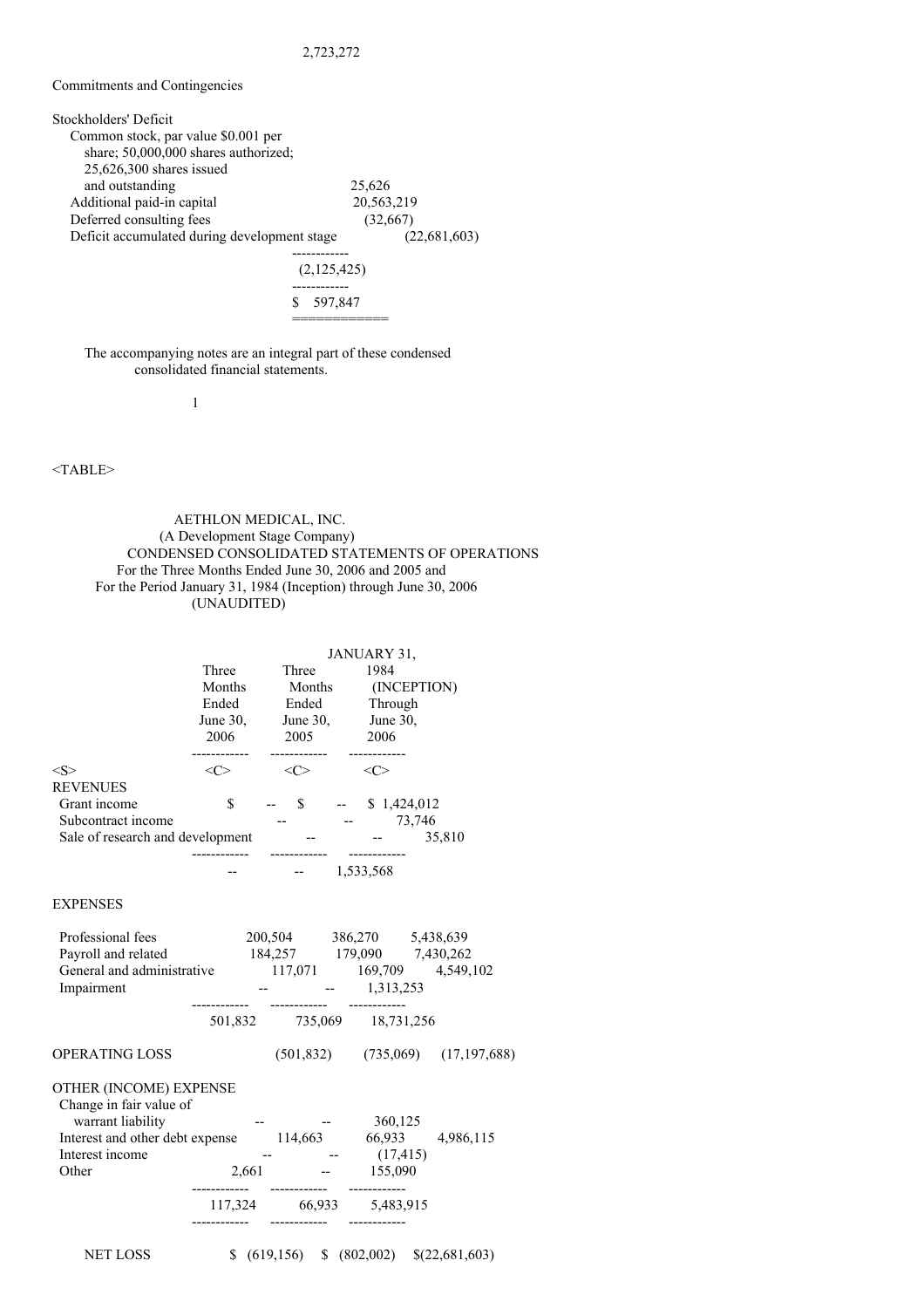2,723,272

Commitments and Contingencies

| Stockholders' Deficit | |
|---|---|
| Common stock, par value $0.001 per share; 50,000,000 shares authorized; 25,626,300 shares issued and outstanding | 25,626 |
| Additional paid-in capital | 20,563,219 |
| Deferred consulting fees | (32,667) |
| Deficit accumulated during development stage | (22,681,603) |
| | (2,125,425) |
| | $ 597,847 |

The accompanying notes are an integral part of these condensed consolidated financial statements.

AETHLON MEDICAL, INC.
(A Development Stage Company)
CONDENSED CONSOLIDATED STATEMENTS OF OPERATIONS
For the Three Months Ended June 30, 2006 and 2005 and
For the Period January 31, 1984 (Inception) through June 30, 2006
(UNAUDITED)

| | Three Months Ended June 30, 2006 | Three Months Ended June 30, 2005 | January 31, 1984 (Inception) Through June 30, 2006 |
|---|---|---|---|
| **REVENUES** | | | |
| Grant income | $ -- | $ -- | $ 1,424,012 |
| Subcontract income | -- | -- | 73,746 |
| Sale of research and development | -- | -- | 35,810 |
| | -- | -- | 1,533,568 |
| **EXPENSES** | | | |
| Professional fees | 200,504 | 386,270 | 5,438,639 |
| Payroll and related | 184,257 | 179,090 | 7,430,262 |
| General and administrative | 117,071 | 169,709 | 4,549,102 |
| Impairment | -- | -- | 1,313,253 |
| | 501,832 | 735,069 | 18,731,256 |
| OPERATING LOSS | (501,832) | (735,069) | (17,197,688) |
| **OTHER (INCOME) EXPENSE** | | | |
| Change in fair value of warrant liability | -- | -- | 360,125 |
| Interest and other debt expense | 114,663 | 66,933 | 4,986,115 |
| Interest income | -- | -- | (17,415) |
| Other | 2,661 | -- | 155,090 |
| | 117,324 | 66,933 | 5,483,915 |
| NET LOSS | $ (619,156) | $ (802,002) | $(22,681,603) |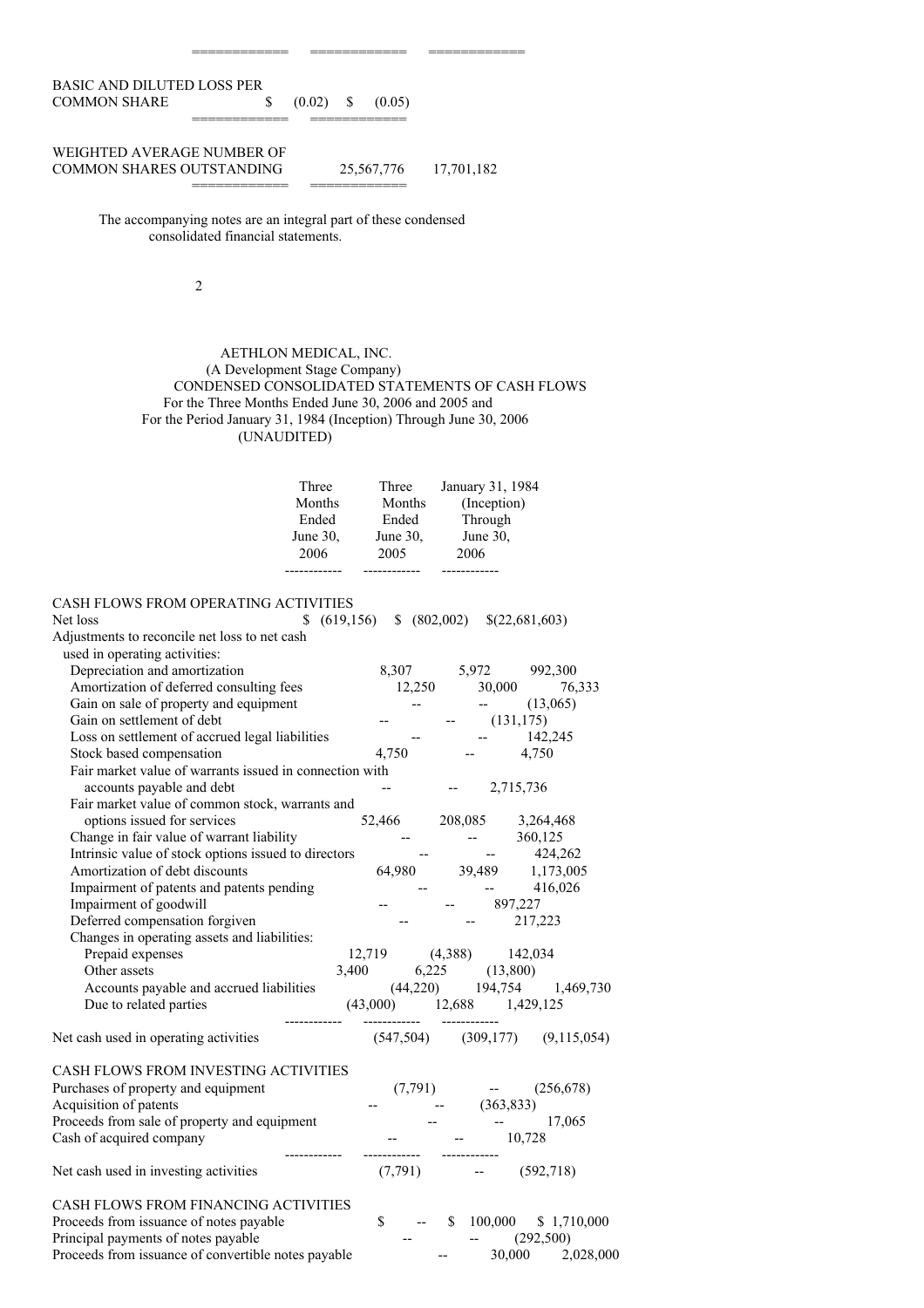| | | |
|---|---|---|
| BASIC AND DILUTED LOSS PER COMMON SHARE | $ (0.02) | $ (0.05) |
| WEIGHTED AVERAGE NUMBER OF COMMON SHARES OUTSTANDING | 25,567,776 | 17,701,182 |

The accompanying notes are an integral part of these condensed consolidated financial statements.

AETHLON MEDICAL, INC.
(A Development Stage Company)
CONDENSED CONSOLIDATED STATEMENTS OF CASH FLOWS
For the Three Months Ended June 30, 2006 and 2005 and
For the Period January 31, 1984 (Inception) Through June 30, 2006
(UNAUDITED)

| | Three Months Ended June 30, 2006 | Three Months Ended June 30, 2005 | January 31, 1984 (Inception) Through June 30, 2006 |
|---|---|---|---|
| **CASH FLOWS FROM OPERATING ACTIVITIES** | | | |
| Net loss | $ (619,156) | $ (802,002) | $(22,681,603) |
| Adjustments to reconcile net loss to net cash used in operating activities: | | | |
| Depreciation and amortization | 8,307 | 5,972 | 992,300 |
| Amortization of deferred consulting fees | 12,250 | 30,000 | 76,333 |
| Gain on sale of property and equipment | -- | -- | (13,065) |
| Gain on settlement of debt | -- | -- | (131,175) |
| Loss on settlement of accrued legal liabilities | -- | -- | 142,245 |
| Stock based compensation | 4,750 | -- | 4,750 |
| Fair market value of warrants issued in connection with accounts payable and debt | -- | -- | 2,715,736 |
| Fair market value of common stock, warrants and options issued for services | 52,466 | 208,085 | 3,264,468 |
| Change in fair value of warrant liability | -- | -- | 360,125 |
| Intrinsic value of stock options issued to directors | -- | -- | 424,262 |
| Amortization of debt discounts | 64,980 | 39,489 | 1,173,005 |
| Impairment of patents and patents pending | -- | -- | 416,026 |
| Impairment of goodwill | -- | -- | 897,227 |
| Deferred compensation forgiven | -- | -- | 217,223 |
| Changes in operating assets and liabilities: | | | |
| Prepaid expenses | 12,719 | (4,388) | 142,034 |
| Other assets | 3,400 | 6,225 | (13,800) |
| Accounts payable and accrued liabilities | (44,220) | 194,754 | 1,469,730 |
| Due to related parties | (43,000) | 12,688 | 1,429,125 |
| Net cash used in operating activities | (547,504) | (309,177) | (9,115,054) |
| **CASH FLOWS FROM INVESTING ACTIVITIES** | | | |
| Purchases of property and equipment | (7,791) | -- | (256,678) |
| Acquisition of patents | -- | -- | (363,833) |
| Proceeds from sale of property and equipment | -- | -- | 17,065 |
| Cash of acquired company | -- | -- | 10,728 |
| Net cash used in investing activities | (7,791) | -- | (592,718) |
| **CASH FLOWS FROM FINANCING ACTIVITIES** | | | |
| Proceeds from issuance of notes payable | $ -- | $ 100,000 | $ 1,710,000 |
| Principal payments of notes payable | -- | -- | (292,500) |
| Proceeds from issuance of convertible notes payable | -- | 30,000 | 2,028,000 |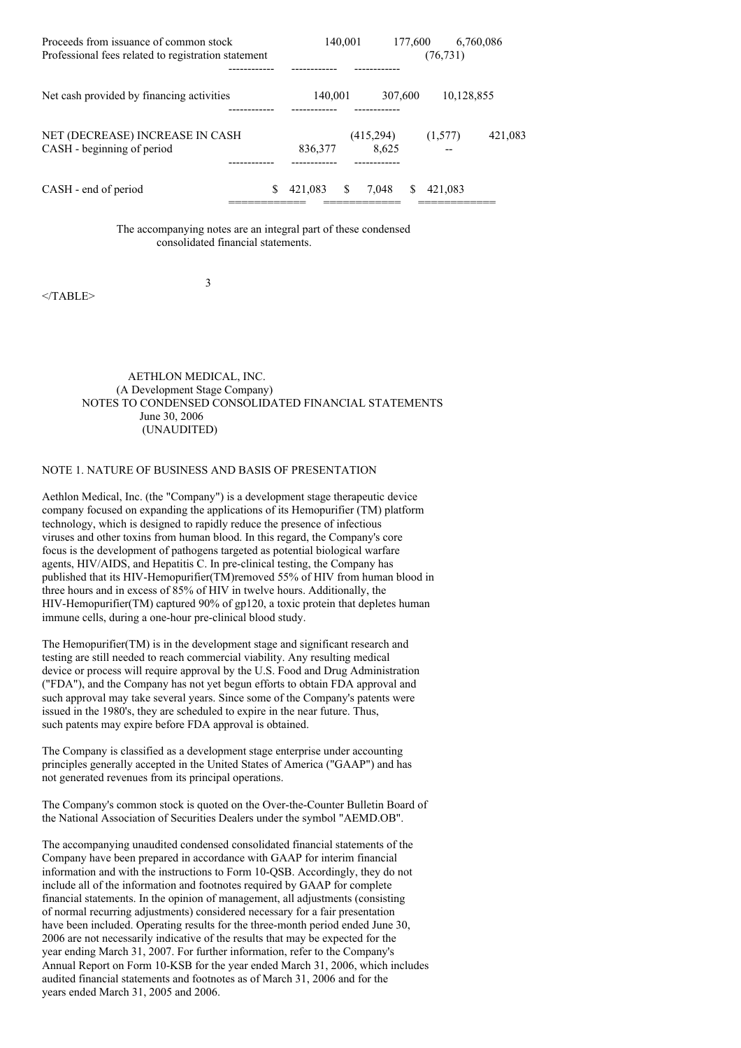| | | | |
|---|---|---|---|
| Proceeds from issuance of common stock | 140,001 | 177,600 | 6,760,086 |
| Professional fees related to registration statement | | | (76,731) |
| Net cash provided by financing activities | 140,001 | 307,600 | 10,128,855 |
| NET (DECREASE) INCREASE IN CASH | (415,294) | (1,577) | 421,083 |
| CASH - beginning of period | 836,377 | 8,625 | -- |
| CASH - end of period | $ 421,083 | $ 7,048 | $ 421,083 |

The accompanying notes are an integral part of these condensed consolidated financial statements.

AETHLON MEDICAL, INC.
(A Development Stage Company)
NOTES TO CONDENSED CONSOLIDATED FINANCIAL STATEMENTS
June 30, 2006
(UNAUDITED)

## NOTE 1. NATURE OF BUSINESS AND BASIS OF PRESENTATION

Aethlon Medical, Inc. (the "Company") is a development stage therapeutic device company focused on expanding the applications of its Hemopurifier (TM) platform technology, which is designed to rapidly reduce the presence of infectious viruses and other toxins from human blood. In this regard, the Company's core focus is the development of pathogens targeted as potential biological warfare agents, HIV/AIDS, and Hepatitis C. In pre-clinical testing, the Company has published that its HIV-Hemopurifier(TM)removed 55% of HIV from human blood in three hours and in excess of 85% of HIV in twelve hours. Additionally, the HIV-Hemopurifier(TM) captured 90% of gp120, a toxic protein that depletes human immune cells, during a one-hour pre-clinical blood study.

The Hemopurifier(TM) is in the development stage and significant research and testing are still needed to reach commercial viability. Any resulting medical device or process will require approval by the U.S. Food and Drug Administration ("FDA"), and the Company has not yet begun efforts to obtain FDA approval and such approval may take several years. Since some of the Company's patents were issued in the 1980's, they are scheduled to expire in the near future. Thus, such patents may expire before FDA approval is obtained.

The Company is classified as a development stage enterprise under accounting principles generally accepted in the United States of America ("GAAP") and has not generated revenues from its principal operations.

The Company's common stock is quoted on the Over-the-Counter Bulletin Board of the National Association of Securities Dealers under the symbol "AEMD.OB".

The accompanying unaudited condensed consolidated financial statements of the Company have been prepared in accordance with GAAP for interim financial information and with the instructions to Form 10-QSB. Accordingly, they do not include all of the information and footnotes required by GAAP for complete financial statements. In the opinion of management, all adjustments (consisting of normal recurring adjustments) considered necessary for a fair presentation have been included. Operating results for the three-month period ended June 30, 2006 are not necessarily indicative of the results that may be expected for the year ending March 31, 2007. For further information, refer to the Company's Annual Report on Form 10-KSB for the year ended March 31, 2006, which includes audited financial statements and footnotes as of March 31, 2006 and for the years ended March 31, 2005 and 2006.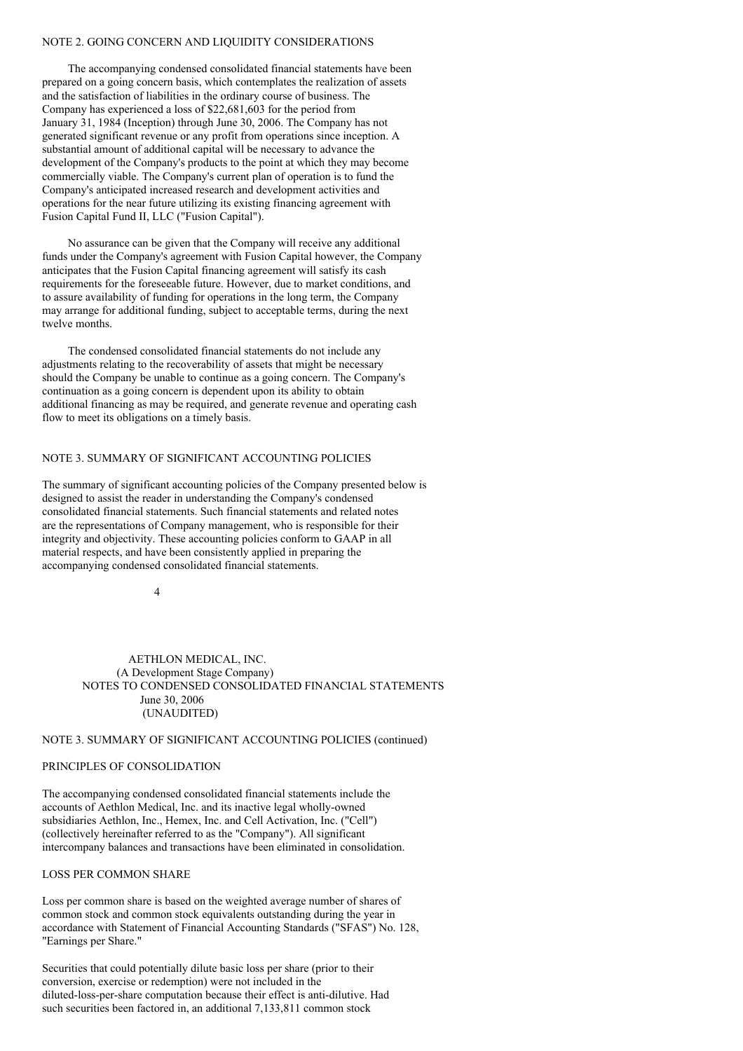## NOTE 2. GOING CONCERN AND LIQUIDITY CONSIDERATIONS

The accompanying condensed consolidated financial statements have been prepared on a going concern basis, which contemplates the realization of assets and the satisfaction of liabilities in the ordinary course of business. The Company has experienced a loss of $22,681,603 for the period from January 31, 1984 (Inception) through June 30, 2006. The Company has not generated significant revenue or any profit from operations since inception. A substantial amount of additional capital will be necessary to advance the development of the Company's products to the point at which they may become commercially viable. The Company's current plan of operation is to fund the Company's anticipated increased research and development activities and operations for the near future utilizing its existing financing agreement with Fusion Capital Fund II, LLC ("Fusion Capital").

No assurance can be given that the Company will receive any additional funds under the Company's agreement with Fusion Capital however, the Company anticipates that the Fusion Capital financing agreement will satisfy its cash requirements for the foreseeable future. However, due to market conditions, and to assure availability of funding for operations in the long term, the Company may arrange for additional funding, subject to acceptable terms, during the next twelve months.

The condensed consolidated financial statements do not include any adjustments relating to the recoverability of assets that might be necessary should the Company be unable to continue as a going concern. The Company's continuation as a going concern is dependent upon its ability to obtain additional financing as may be required, and generate revenue and operating cash flow to meet its obligations on a timely basis.

## NOTE 3. SUMMARY OF SIGNIFICANT ACCOUNTING POLICIES

The summary of significant accounting policies of the Company presented below is designed to assist the reader in understanding the Company's condensed consolidated financial statements. Such financial statements and related notes are the representations of Company management, who is responsible for their integrity and objectivity. These accounting policies conform to GAAP in all material respects, and have been consistently applied in preparing the accompanying condensed consolidated financial statements.

AETHLON MEDICAL, INC.
(A Development Stage Company)
NOTES TO CONDENSED CONSOLIDATED FINANCIAL STATEMENTS
June 30, 2006
(UNAUDITED)

## NOTE 3. SUMMARY OF SIGNIFICANT ACCOUNTING POLICIES (continued)

### PRINCIPLES OF CONSOLIDATION

The accompanying condensed consolidated financial statements include the accounts of Aethlon Medical, Inc. and its inactive legal wholly-owned subsidiaries Aethlon, Inc., Hemex, Inc. and Cell Activation, Inc. ("Cell") (collectively hereinafter referred to as the "Company"). All significant intercompany balances and transactions have been eliminated in consolidation.

### LOSS PER COMMON SHARE

Loss per common share is based on the weighted average number of shares of common stock and common stock equivalents outstanding during the year in accordance with Statement of Financial Accounting Standards ("SFAS") No. 128, "Earnings per Share."

Securities that could potentially dilute basic loss per share (prior to their conversion, exercise or redemption) were not included in the diluted-loss-per-share computation because their effect is anti-dilutive. Had such securities been factored in, an additional 7,133,811 common stock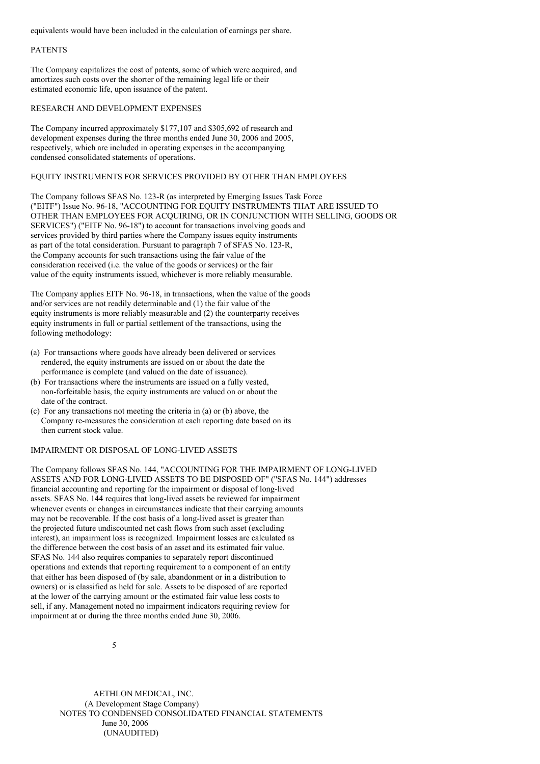equivalents would have been included in the calculation of earnings per share.

## PATENTS

The Company capitalizes the cost of patents, some of which were acquired, and amortizes such costs over the shorter of the remaining legal life or their estimated economic life, upon issuance of the patent.

## RESEARCH AND DEVELOPMENT EXPENSES

The Company incurred approximately $177,107 and $305,692 of research and development expenses during the three months ended June 30, 2006 and 2005, respectively, which are included in operating expenses in the accompanying condensed consolidated statements of operations.

## EQUITY INSTRUMENTS FOR SERVICES PROVIDED BY OTHER THAN EMPLOYEES

The Company follows SFAS No. 123-R (as interpreted by Emerging Issues Task Force ("EITF") Issue No. 96-18, "ACCOUNTING FOR EQUITY INSTRUMENTS THAT ARE ISSUED TO OTHER THAN EMPLOYEES FOR ACQUIRING, OR IN CONJUNCTION WITH SELLING, GOODS OR SERVICES") ("EITF No. 96-18") to account for transactions involving goods and services provided by third parties where the Company issues equity instruments as part of the total consideration. Pursuant to paragraph 7 of SFAS No. 123-R, the Company accounts for such transactions using the fair value of the consideration received (i.e. the value of the goods or services) or the fair value of the equity instruments issued, whichever is more reliably measurable.

The Company applies EITF No. 96-18, in transactions, when the value of the goods and/or services are not readily determinable and (1) the fair value of the equity instruments is more reliably measurable and (2) the counterparty receives equity instruments in full or partial settlement of the transactions, using the following methodology:

(a) For transactions where goods have already been delivered or services rendered, the equity instruments are issued on or about the date the performance is complete (and valued on the date of issuance).
(b) For transactions where the instruments are issued on a fully vested, non-forfeitable basis, the equity instruments are valued on or about the date of the contract.
(c) For any transactions not meeting the criteria in (a) or (b) above, the Company re-measures the consideration at each reporting date based on its then current stock value.

## IMPAIRMENT OR DISPOSAL OF LONG-LIVED ASSETS

The Company follows SFAS No. 144, "ACCOUNTING FOR THE IMPAIRMENT OF LONG-LIVED ASSETS AND FOR LONG-LIVED ASSETS TO BE DISPOSED OF" ("SFAS No. 144") addresses financial accounting and reporting for the impairment or disposal of long-lived assets. SFAS No. 144 requires that long-lived assets be reviewed for impairment whenever events or changes in circumstances indicate that their carrying amounts may not be recoverable. If the cost basis of a long-lived asset is greater than the projected future undiscounted net cash flows from such asset (excluding interest), an impairment loss is recognized. Impairment losses are calculated as the difference between the cost basis of an asset and its estimated fair value. SFAS No. 144 also requires companies to separately report discontinued operations and extends that reporting requirement to a component of an entity that either has been disposed of (by sale, abandonment or in a distribution to owners) or is classified as held for sale. Assets to be disposed of are reported at the lower of the carrying amount or the estimated fair value less costs to sell, if any. Management noted no impairment indicators requiring review for impairment at or during the three months ended June 30, 2006.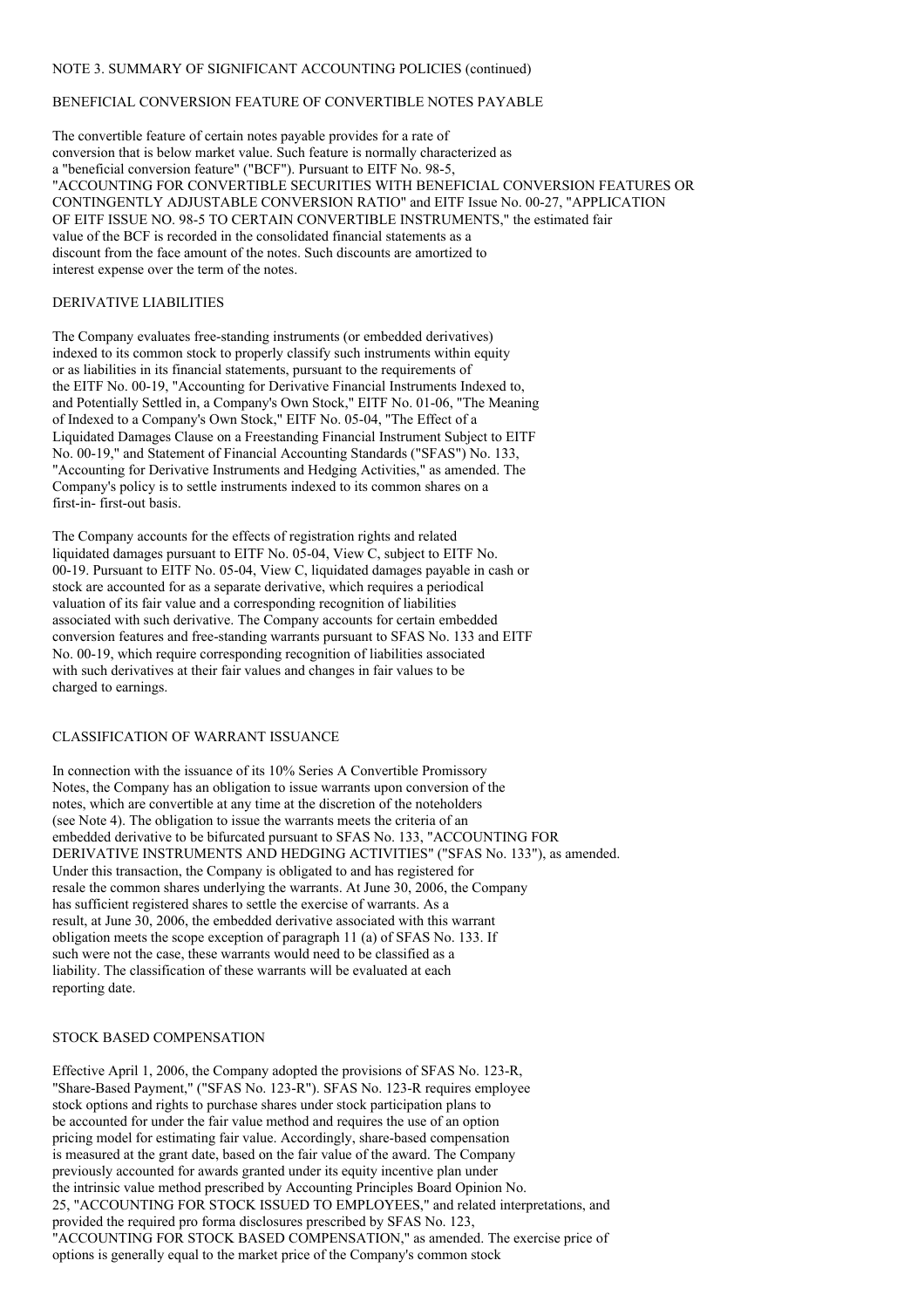NOTE 3. SUMMARY OF SIGNIFICANT ACCOUNTING POLICIES (continued)

## BENEFICIAL CONVERSION FEATURE OF CONVERTIBLE NOTES PAYABLE

The convertible feature of certain notes payable provides for a rate of conversion that is below market value. Such feature is normally characterized as a "beneficial conversion feature" ("BCF"). Pursuant to EITF No. 98-5, "ACCOUNTING FOR CONVERTIBLE SECURITIES WITH BENEFICIAL CONVERSION FEATURES OR CONTINGENTLY ADJUSTABLE CONVERSION RATIO" and EITF Issue No. 00-27, "APPLICATION OF EITF ISSUE NO. 98-5 TO CERTAIN CONVERTIBLE INSTRUMENTS," the estimated fair value of the BCF is recorded in the consolidated financial statements as a discount from the face amount of the notes. Such discounts are amortized to interest expense over the term of the notes.

## DERIVATIVE LIABILITIES

The Company evaluates free-standing instruments (or embedded derivatives) indexed to its common stock to properly classify such instruments within equity or as liabilities in its financial statements, pursuant to the requirements of the EITF No. 00-19, "Accounting for Derivative Financial Instruments Indexed to, and Potentially Settled in, a Company's Own Stock," EITF No. 01-06, "The Meaning of Indexed to a Company's Own Stock," EITF No. 05-04, "The Effect of a Liquidated Damages Clause on a Freestanding Financial Instrument Subject to EITF No. 00-19," and Statement of Financial Accounting Standards ("SFAS") No. 133, "Accounting for Derivative Instruments and Hedging Activities," as amended. The Company's policy is to settle instruments indexed to its common shares on a first-in- first-out basis.

The Company accounts for the effects of registration rights and related liquidated damages pursuant to EITF No. 05-04, View C, subject to EITF No. 00-19. Pursuant to EITF No. 05-04, View C, liquidated damages payable in cash or stock are accounted for as a separate derivative, which requires a periodical valuation of its fair value and a corresponding recognition of liabilities associated with such derivative. The Company accounts for certain embedded conversion features and free-standing warrants pursuant to SFAS No. 133 and EITF No. 00-19, which require corresponding recognition of liabilities associated with such derivatives at their fair values and changes in fair values to be charged to earnings.

## CLASSIFICATION OF WARRANT ISSUANCE

In connection with the issuance of its 10% Series A Convertible Promissory Notes, the Company has an obligation to issue warrants upon conversion of the notes, which are convertible at any time at the discretion of the noteholders (see Note 4). The obligation to issue the warrants meets the criteria of an embedded derivative to be bifurcated pursuant to SFAS No. 133, "ACCOUNTING FOR DERIVATIVE INSTRUMENTS AND HEDGING ACTIVITIES" ("SFAS No. 133"), as amended. Under this transaction, the Company is obligated to and has registered for resale the common shares underlying the warrants. At June 30, 2006, the Company has sufficient registered shares to settle the exercise of warrants. As a result, at June 30, 2006, the embedded derivative associated with this warrant obligation meets the scope exception of paragraph 11 (a) of SFAS No. 133. If such were not the case, these warrants would need to be classified as a liability. The classification of these warrants will be evaluated at each reporting date.

## STOCK BASED COMPENSATION

Effective April 1, 2006, the Company adopted the provisions of SFAS No. 123-R, "Share-Based Payment," ("SFAS No. 123-R"). SFAS No. 123-R requires employee stock options and rights to purchase shares under stock participation plans to be accounted for under the fair value method and requires the use of an option pricing model for estimating fair value. Accordingly, share-based compensation is measured at the grant date, based on the fair value of the award. The Company previously accounted for awards granted under its equity incentive plan under the intrinsic value method prescribed by Accounting Principles Board Opinion No. 25, "ACCOUNTING FOR STOCK ISSUED TO EMPLOYEES," and related interpretations, and provided the required pro forma disclosures prescribed by SFAS No. 123, "ACCOUNTING FOR STOCK BASED COMPENSATION," as amended. The exercise price of options is generally equal to the market price of the Company's common stock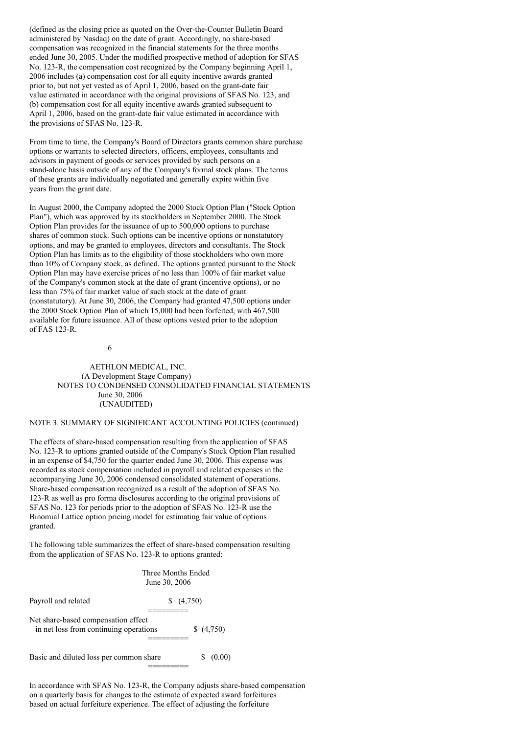(defined as the closing price as quoted on the Over-the-Counter Bulletin Board administered by Nasdaq) on the date of grant. Accordingly, no share-based compensation was recognized in the financial statements for the three months ended June 30, 2005. Under the modified prospective method of adoption for SFAS No. 123-R, the compensation cost recognized by the Company beginning April 1, 2006 includes (a) compensation cost for all equity incentive awards granted prior to, but not yet vested as of April 1, 2006, based on the grant-date fair value estimated in accordance with the original provisions of SFAS No. 123, and (b) compensation cost for all equity incentive awards granted subsequent to April 1, 2006, based on the grant-date fair value estimated in accordance with the provisions of SFAS No. 123-R.

From time to time, the Company's Board of Directors grants common share purchase options or warrants to selected directors, officers, employees, consultants and advisors in payment of goods or services provided by such persons on a stand-alone basis outside of any of the Company's formal stock plans. The terms of these grants are individually negotiated and generally expire within five years from the grant date.

In August 2000, the Company adopted the 2000 Stock Option Plan ("Stock Option Plan"), which was approved by its stockholders in September 2000. The Stock Option Plan provides for the issuance of up to 500,000 options to purchase shares of common stock. Such options can be incentive options or nonstatutory options, and may be granted to employees, directors and consultants. The Stock Option Plan has limits as to the eligibility of those stockholders who own more than 10% of Company stock, as defined. The options granted pursuant to the Stock Option Plan may have exercise prices of no less than 100% of fair market value of the Company's common stock at the date of grant (incentive options), or no less than 75% of fair market value of such stock at the date of grant (nonstatutory). At June 30, 2006, the Company had granted 47,500 options under the 2000 Stock Option Plan of which 15,000 had been forfeited, with 467,500 available for future issuance. All of these options vested prior to the adoption of FAS 123-R.

AETHLON MEDICAL, INC.
(A Development Stage Company)
NOTES TO CONDENSED CONSOLIDATED FINANCIAL STATEMENTS
June 30, 2006
(UNAUDITED)

NOTE 3. SUMMARY OF SIGNIFICANT ACCOUNTING POLICIES (continued)

The effects of share-based compensation resulting from the application of SFAS No. 123-R to options granted outside of the Company's Stock Option Plan resulted in an expense of $4,750 for the quarter ended June 30, 2006. This expense was recorded as stock compensation included in payroll and related expenses in the accompanying June 30, 2006 condensed consolidated statement of operations. Share-based compensation recognized as a result of the adoption of SFAS No. 123-R as well as pro forma disclosures according to the original provisions of SFAS No. 123 for periods prior to the adoption of SFAS No. 123-R use the Binomial Lattice option pricing model for estimating fair value of options granted.

The following table summarizes the effect of share-based compensation resulting from the application of SFAS No. 123-R to options granted:

| | Three Months Ended June 30, 2006 |
|---|---|
| Payroll and related | $ (4,750) |
| Net share-based compensation effect in net loss from continuing operations | $ (4,750) |
| Basic and diluted loss per common share | $ (0.00) |

In accordance with SFAS No. 123-R, the Company adjusts share-based compensation on a quarterly basis for changes to the estimate of expected award forfeitures based on actual forfeiture experience. The effect of adjusting the forfeiture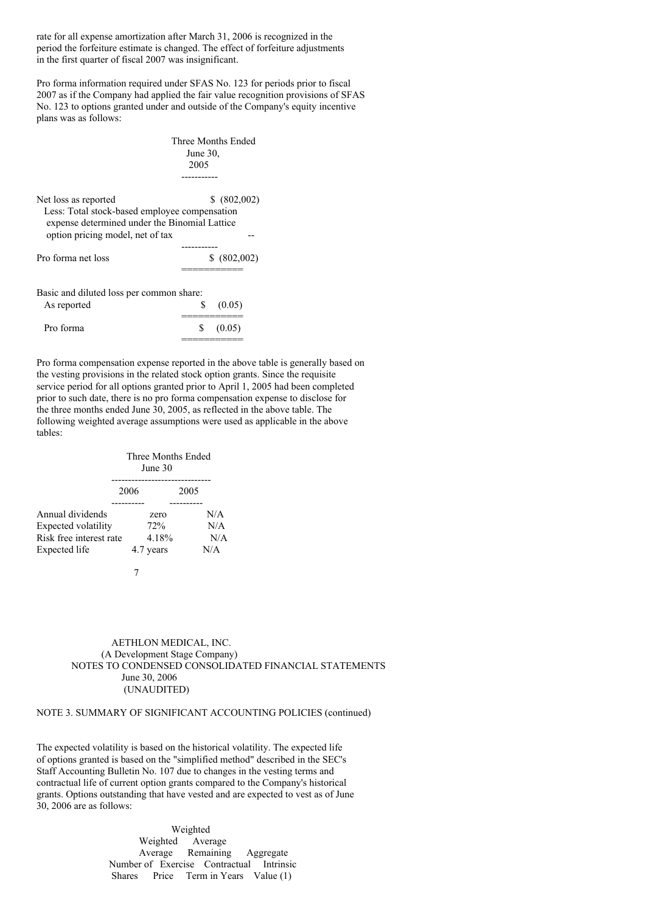rate for all expense amortization after March 31, 2006 is recognized in the period the forfeiture estimate is changed. The effect of forfeiture adjustments in the first quarter of fiscal 2007 was insignificant.

Pro forma information required under SFAS No. 123 for periods prior to fiscal 2007 as if the Company had applied the fair value recognition provisions of SFAS No. 123 to options granted under and outside of the Company's equity incentive plans was as follows:

| | Three Months Ended June 30, 2005 |
|---|---|
| Net loss as reported | $ (802,002) |
| Less: Total stock-based employee compensation expense determined under the Binomial Lattice option pricing model, net of tax | -- |
| Pro forma net loss | $ (802,002) |
| Basic and diluted loss per common share: | |
| As reported | $ (0.05) |
| Pro forma | $ (0.05) |

Pro forma compensation expense reported in the above table is generally based on the vesting provisions in the related stock option grants. Since the requisite service period for all options granted prior to April 1, 2005 had been completed prior to such date, there is no pro forma compensation expense to disclose for the three months ended June 30, 2005, as reflected in the above table. The following weighted average assumptions were used as applicable in the above tables:

| | Three Months Ended June 30 | |
|---|---|---|
| | 2006 | 2005 |
| Annual dividends | zero | N/A |
| Expected volatility | 72% | N/A |
| Risk free interest rate | 4.18% | N/A |
| Expected life | 4.7 years | N/A |

AETHLON MEDICAL, INC.
(A Development Stage Company)
NOTES TO CONDENSED CONSOLIDATED FINANCIAL STATEMENTS
June 30, 2006
(UNAUDITED)

NOTE 3. SUMMARY OF SIGNIFICANT ACCOUNTING POLICIES (continued)

The expected volatility is based on the historical volatility. The expected life of options granted is based on the "simplified method" described in the SEC's Staff Accounting Bulletin No. 107 due to changes in the vesting terms and contractual life of current option grants compared to the Company's historical grants. Options outstanding that have vested and are expected to vest as of June 30, 2006 are as follows:

| | Number of Shares | Weighted Average Exercise Price | Weighted Average Remaining Contractual Term in Years | Aggregate Intrinsic Value (1) |
|---|---|---|---|---|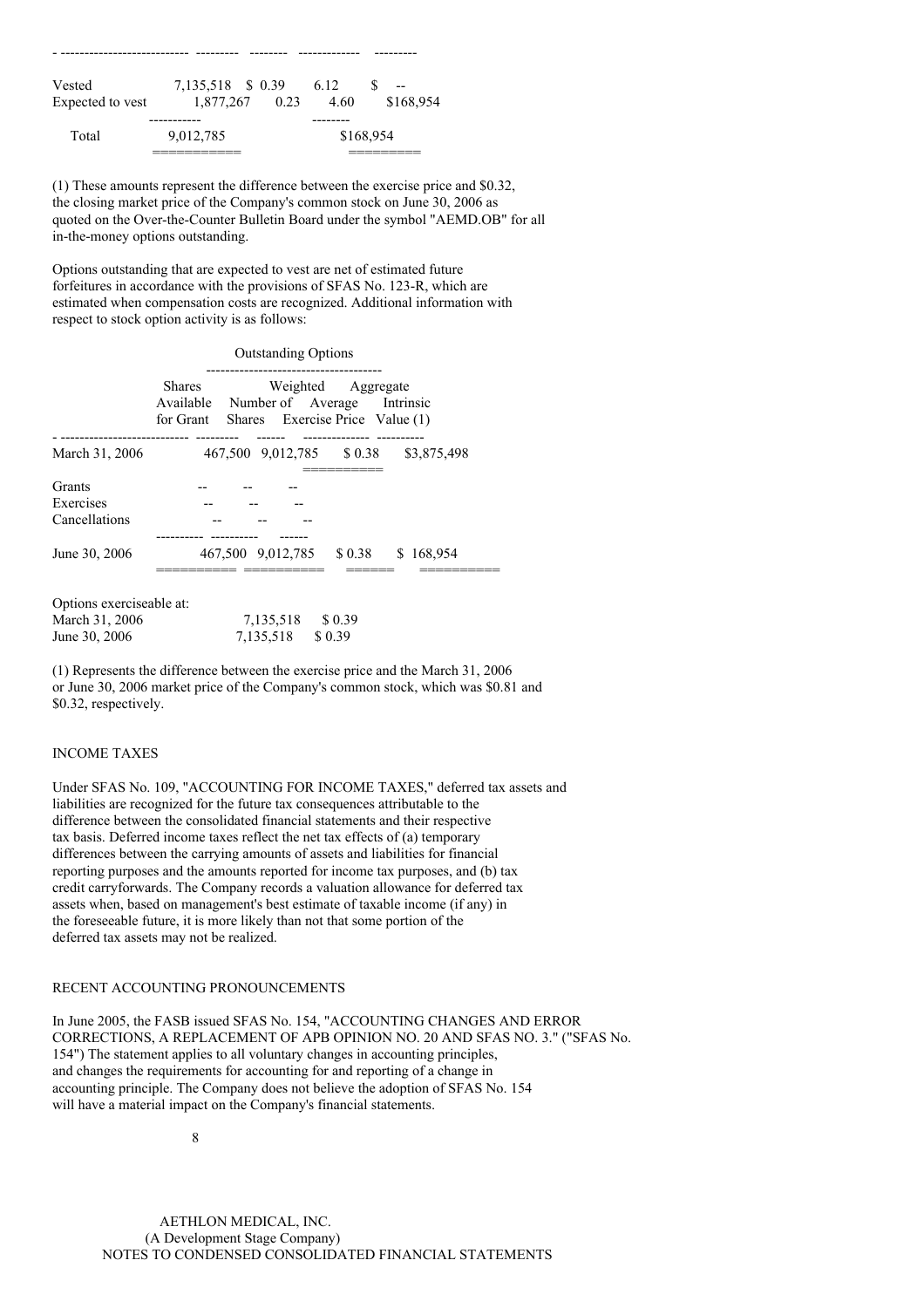| | | | | |
|---|---|---|---|---|
| Vested | 7,135,518 | $ 0.39 | 6.12 | $ -- |
| Expected to vest | 1,877,267 | 0.23 | 4.60 | $168,954 |
| Total | 9,012,785 | | | $168,954 |

(1) These amounts represent the difference between the exercise price and $0.32, the closing market price of the Company's common stock on June 30, 2006 as quoted on the Over-the-Counter Bulletin Board under the symbol "AEMD.OB" for all in-the-money options outstanding.

Options outstanding that are expected to vest are net of estimated future forfeitures in accordance with the provisions of SFAS No. 123-R, which are estimated when compensation costs are recognized. Additional information with respect to stock option activity is as follows:

| | | Outstanding Options | | |
|---|---|---|---|---|
| | Shares Available for Grant | Number of Shares | Weighted Average Exercise Price | Aggregate Intrinsic Value (1) |
| March 31, 2006 | 467,500 | 9,012,785 | $ 0.38 | $3,875,498 |
| Grants | -- | -- | -- | |
| Exercises | -- | -- | -- | |
| Cancellations | -- | -- | -- | |
| June 30, 2006 | 467,500 | 9,012,785 | $ 0.38 | $ 168,954 |

| Options exerciseable at: | | |
|---|---|---|
| March 31, 2006 | 7,135,518 | $ 0.39 |
| June 30, 2006 | 7,135,518 | $ 0.39 |

(1) Represents the difference between the exercise price and the March 31, 2006 or June 30, 2006 market price of the Company's common stock, which was $0.81 and $0.32, respectively.

## INCOME TAXES

Under SFAS No. 109, "ACCOUNTING FOR INCOME TAXES," deferred tax assets and liabilities are recognized for the future tax consequences attributable to the difference between the consolidated financial statements and their respective tax basis. Deferred income taxes reflect the net tax effects of (a) temporary differences between the carrying amounts of assets and liabilities for financial reporting purposes and the amounts reported for income tax purposes, and (b) tax credit carryforwards. The Company records a valuation allowance for deferred tax assets when, based on management's best estimate of taxable income (if any) in the foreseeable future, it is more likely than not that some portion of the deferred tax assets may not be realized.

## RECENT ACCOUNTING PRONOUNCEMENTS

In June 2005, the FASB issued SFAS No. 154, "ACCOUNTING CHANGES AND ERROR CORRECTIONS, A REPLACEMENT OF APB OPINION NO. 20 AND SFAS NO. 3." ("SFAS No. 154") The statement applies to all voluntary changes in accounting principles, and changes the requirements for accounting for and reporting of a change in accounting principle. The Company does not believe the adoption of SFAS No. 154 will have a material impact on the Company's financial statements.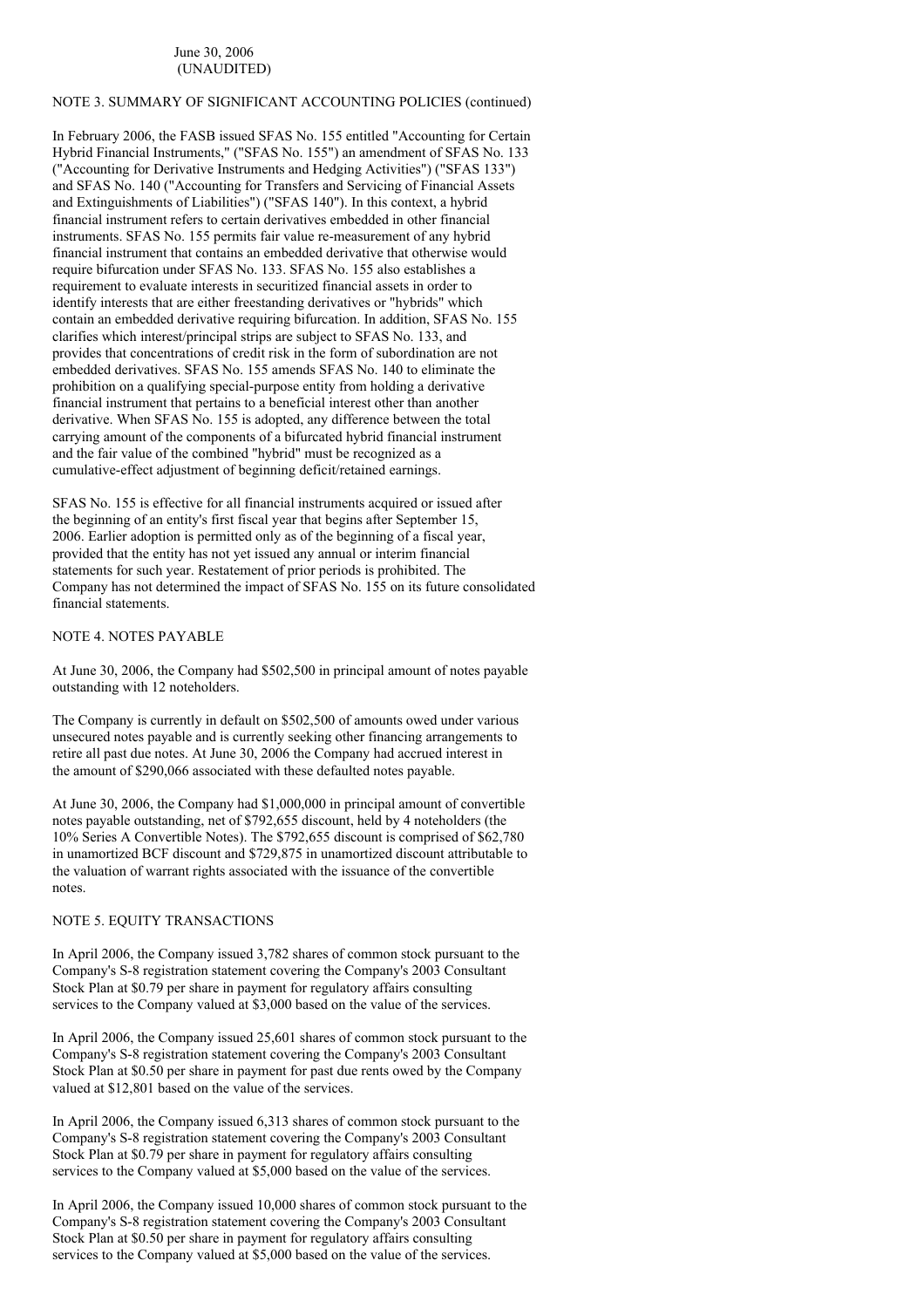June 30, 2006
(UNAUDITED)

NOTE 3. SUMMARY OF SIGNIFICANT ACCOUNTING POLICIES (continued)

In February 2006, the FASB issued SFAS No. 155 entitled "Accounting for Certain Hybrid Financial Instruments," ("SFAS No. 155") an amendment of SFAS No. 133 ("Accounting for Derivative Instruments and Hedging Activities") ("SFAS 133") and SFAS No. 140 ("Accounting for Transfers and Servicing of Financial Assets and Extinguishments of Liabilities") ("SFAS 140"). In this context, a hybrid financial instrument refers to certain derivatives embedded in other financial instruments. SFAS No. 155 permits fair value re-measurement of any hybrid financial instrument that contains an embedded derivative that otherwise would require bifurcation under SFAS No. 133. SFAS No. 155 also establishes a requirement to evaluate interests in securitized financial assets in order to identify interests that are either freestanding derivatives or "hybrids" which contain an embedded derivative requiring bifurcation. In addition, SFAS No. 155 clarifies which interest/principal strips are subject to SFAS No. 133, and provides that concentrations of credit risk in the form of subordination are not embedded derivatives. SFAS No. 155 amends SFAS No. 140 to eliminate the prohibition on a qualifying special-purpose entity from holding a derivative financial instrument that pertains to a beneficial interest other than another derivative. When SFAS No. 155 is adopted, any difference between the total carrying amount of the components of a bifurcated hybrid financial instrument and the fair value of the combined "hybrid" must be recognized as a cumulative-effect adjustment of beginning deficit/retained earnings.

SFAS No. 155 is effective for all financial instruments acquired or issued after the beginning of an entity's first fiscal year that begins after September 15, 2006. Earlier adoption is permitted only as of the beginning of a fiscal year, provided that the entity has not yet issued any annual or interim financial statements for such year. Restatement of prior periods is prohibited. The Company has not determined the impact of SFAS No. 155 on its future consolidated financial statements.

NOTE 4. NOTES PAYABLE

At June 30, 2006, the Company had $502,500 in principal amount of notes payable outstanding with 12 noteholders.

The Company is currently in default on $502,500 of amounts owed under various unsecured notes payable and is currently seeking other financing arrangements to retire all past due notes. At June 30, 2006 the Company had accrued interest in the amount of $290,066 associated with these defaulted notes payable.

At June 30, 2006, the Company had $1,000,000 in principal amount of convertible notes payable outstanding, net of $792,655 discount, held by 4 noteholders (the 10% Series A Convertible Notes). The $792,655 discount is comprised of $62,780 in unamortized BCF discount and $729,875 in unamortized discount attributable to the valuation of warrant rights associated with the issuance of the convertible notes.

NOTE 5. EQUITY TRANSACTIONS

In April 2006, the Company issued 3,782 shares of common stock pursuant to the Company's S-8 registration statement covering the Company's 2003 Consultant Stock Plan at $0.79 per share in payment for regulatory affairs consulting services to the Company valued at $3,000 based on the value of the services.

In April 2006, the Company issued 25,601 shares of common stock pursuant to the Company's S-8 registration statement covering the Company's 2003 Consultant Stock Plan at $0.50 per share in payment for past due rents owed by the Company valued at $12,801 based on the value of the services.

In April 2006, the Company issued 6,313 shares of common stock pursuant to the Company's S-8 registration statement covering the Company's 2003 Consultant Stock Plan at $0.79 per share in payment for regulatory affairs consulting services to the Company valued at $5,000 based on the value of the services.

In April 2006, the Company issued 10,000 shares of common stock pursuant to the Company's S-8 registration statement covering the Company's 2003 Consultant Stock Plan at $0.50 per share in payment for regulatory affairs consulting services to the Company valued at $5,000 based on the value of the services.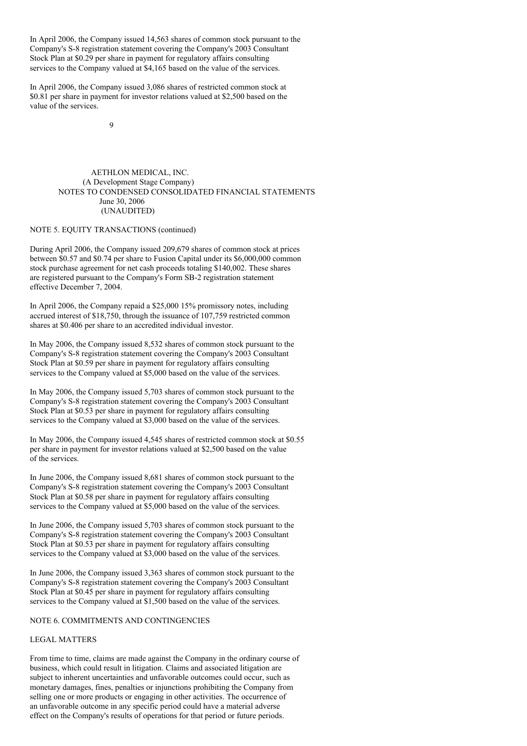In April 2006, the Company issued 14,563 shares of common stock pursuant to the Company's S-8 registration statement covering the Company's 2003 Consultant Stock Plan at $0.29 per share in payment for regulatory affairs consulting services to the Company valued at $4,165 based on the value of the services.

In April 2006, the Company issued 3,086 shares of restricted common stock at $0.81 per share in payment for investor relations valued at $2,500 based on the value of the services.

AETHLON MEDICAL, INC.
(A Development Stage Company)
NOTES TO CONDENSED CONSOLIDATED FINANCIAL STATEMENTS
June 30, 2006
(UNAUDITED)

NOTE 5. EQUITY TRANSACTIONS (continued)

During April 2006, the Company issued 209,679 shares of common stock at prices between $0.57 and $0.74 per share to Fusion Capital under its $6,000,000 common stock purchase agreement for net cash proceeds totaling $140,002. These shares are registered pursuant to the Company's Form SB-2 registration statement effective December 7, 2004.

In April 2006, the Company repaid a $25,000 15% promissory notes, including accrued interest of $18,750, through the issuance of 107,759 restricted common shares at $0.406 per share to an accredited individual investor.

In May 2006, the Company issued 8,532 shares of common stock pursuant to the Company's S-8 registration statement covering the Company's 2003 Consultant Stock Plan at $0.59 per share in payment for regulatory affairs consulting services to the Company valued at $5,000 based on the value of the services.

In May 2006, the Company issued 5,703 shares of common stock pursuant to the Company's S-8 registration statement covering the Company's 2003 Consultant Stock Plan at $0.53 per share in payment for regulatory affairs consulting services to the Company valued at $3,000 based on the value of the services.

In May 2006, the Company issued 4,545 shares of restricted common stock at $0.55 per share in payment for investor relations valued at $2,500 based on the value of the services.

In June 2006, the Company issued 8,681 shares of common stock pursuant to the Company's S-8 registration statement covering the Company's 2003 Consultant Stock Plan at $0.58 per share in payment for regulatory affairs consulting services to the Company valued at $5,000 based on the value of the services.

In June 2006, the Company issued 5,703 shares of common stock pursuant to the Company's S-8 registration statement covering the Company's 2003 Consultant Stock Plan at $0.53 per share in payment for regulatory affairs consulting services to the Company valued at $3,000 based on the value of the services.

In June 2006, the Company issued 3,363 shares of common stock pursuant to the Company's S-8 registration statement covering the Company's 2003 Consultant Stock Plan at $0.45 per share in payment for regulatory affairs consulting services to the Company valued at $1,500 based on the value of the services.

NOTE 6. COMMITMENTS AND CONTINGENCIES

LEGAL MATTERS

From time to time, claims are made against the Company in the ordinary course of business, which could result in litigation. Claims and associated litigation are subject to inherent uncertainties and unfavorable outcomes could occur, such as monetary damages, fines, penalties or injunctions prohibiting the Company from selling one or more products or engaging in other activities. The occurrence of an unfavorable outcome in any specific period could have a material adverse effect on the Company's results of operations for that period or future periods.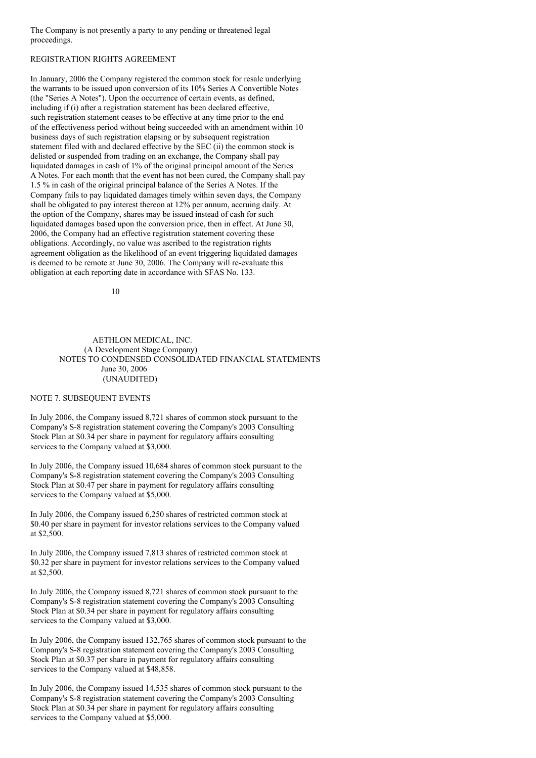The Company is not presently a party to any pending or threatened legal proceedings.

REGISTRATION RIGHTS AGREEMENT

In January, 2006 the Company registered the common stock for resale underlying the warrants to be issued upon conversion of its 10% Series A Convertible Notes (the "Series A Notes"). Upon the occurrence of certain events, as defined, including if (i) after a registration statement has been declared effective, such registration statement ceases to be effective at any time prior to the end of the effectiveness period without being succeeded with an amendment within 10 business days of such registration elapsing or by subsequent registration statement filed with and declared effective by the SEC (ii) the common stock is delisted or suspended from trading on an exchange, the Company shall pay liquidated damages in cash of 1% of the original principal amount of the Series A Notes. For each month that the event has not been cured, the Company shall pay 1.5 % in cash of the original principal balance of the Series A Notes. If the Company fails to pay liquidated damages timely within seven days, the Company shall be obligated to pay interest thereon at 12% per annum, accruing daily. At the option of the Company, shares may be issued instead of cash for such liquidated damages based upon the conversion price, then in effect. At June 30, 2006, the Company had an effective registration statement covering these obligations. Accordingly, no value was ascribed to the registration rights agreement obligation as the likelihood of an event triggering liquidated damages is deemed to be remote at June 30, 2006. The Company will re-evaluate this obligation at each reporting date in accordance with SFAS No. 133.

AETHLON MEDICAL, INC.
(A Development Stage Company)
NOTES TO CONDENSED CONSOLIDATED FINANCIAL STATEMENTS
June 30, 2006
(UNAUDITED)

NOTE 7. SUBSEQUENT EVENTS

In July 2006, the Company issued 8,721 shares of common stock pursuant to the Company's S-8 registration statement covering the Company's 2003 Consulting Stock Plan at $0.34 per share in payment for regulatory affairs consulting services to the Company valued at $3,000.

In July 2006, the Company issued 10,684 shares of common stock pursuant to the Company's S-8 registration statement covering the Company's 2003 Consulting Stock Plan at $0.47 per share in payment for regulatory affairs consulting services to the Company valued at $5,000.

In July 2006, the Company issued 6,250 shares of restricted common stock at $0.40 per share in payment for investor relations services to the Company valued at $2,500.

In July 2006, the Company issued 7,813 shares of restricted common stock at $0.32 per share in payment for investor relations services to the Company valued at $2,500.

In July 2006, the Company issued 8,721 shares of common stock pursuant to the Company's S-8 registration statement covering the Company's 2003 Consulting Stock Plan at $0.34 per share in payment for regulatory affairs consulting services to the Company valued at $3,000.

In July 2006, the Company issued 132,765 shares of common stock pursuant to the Company's S-8 registration statement covering the Company's 2003 Consulting Stock Plan at $0.37 per share in payment for regulatory affairs consulting services to the Company valued at $48,858.

In July 2006, the Company issued 14,535 shares of common stock pursuant to the Company's S-8 registration statement covering the Company's 2003 Consulting Stock Plan at $0.34 per share in payment for regulatory affairs consulting services to the Company valued at $5,000.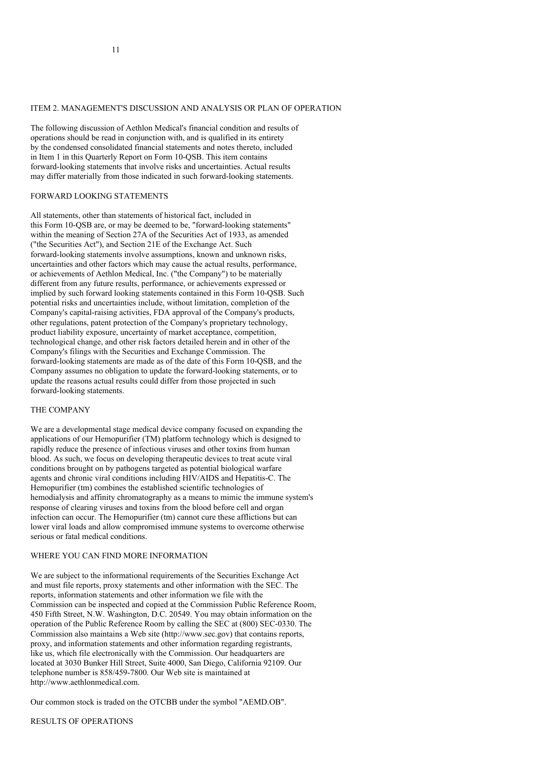## ITEM 2. MANAGEMENT'S DISCUSSION AND ANALYSIS OR PLAN OF OPERATION

The following discussion of Aethlon Medical's financial condition and results of operations should be read in conjunction with, and is qualified in its entirety by the condensed consolidated financial statements and notes thereto, included in Item 1 in this Quarterly Report on Form 10-QSB. This item contains forward-looking statements that involve risks and uncertainties. Actual results may differ materially from those indicated in such forward-looking statements.

### FORWARD LOOKING STATEMENTS

All statements, other than statements of historical fact, included in this Form 10-QSB are, or may be deemed to be, "forward-looking statements" within the meaning of Section 27A of the Securities Act of 1933, as amended ("the Securities Act"), and Section 21E of the Exchange Act. Such forward-looking statements involve assumptions, known and unknown risks, uncertainties and other factors which may cause the actual results, performance, or achievements of Aethlon Medical, Inc. ("the Company") to be materially different from any future results, performance, or achievements expressed or implied by such forward looking statements contained in this Form 10-QSB. Such potential risks and uncertainties include, without limitation, completion of the Company's capital-raising activities, FDA approval of the Company's products, other regulations, patent protection of the Company's proprietary technology, product liability exposure, uncertainty of market acceptance, competition, technological change, and other risk factors detailed herein and in other of the Company's filings with the Securities and Exchange Commission. The forward-looking statements are made as of the date of this Form 10-QSB, and the Company assumes no obligation to update the forward-looking statements, or to update the reasons actual results could differ from those projected in such forward-looking statements.

### THE COMPANY

We are a developmental stage medical device company focused on expanding the applications of our Hemopurifier (TM) platform technology which is designed to rapidly reduce the presence of infectious viruses and other toxins from human blood. As such, we focus on developing therapeutic devices to treat acute viral conditions brought on by pathogens targeted as potential biological warfare agents and chronic viral conditions including HIV/AIDS and Hepatitis-C. The Hemopurifier (tm) combines the established scientific technologies of hemodialysis and affinity chromatography as a means to mimic the immune system's response of clearing viruses and toxins from the blood before cell and organ infection can occur. The Hemopurifier (tm) cannot cure these afflictions but can lower viral loads and allow compromised immune systems to overcome otherwise serious or fatal medical conditions.

### WHERE YOU CAN FIND MORE INFORMATION

We are subject to the informational requirements of the Securities Exchange Act and must file reports, proxy statements and other information with the SEC. The reports, information statements and other information we file with the Commission can be inspected and copied at the Commission Public Reference Room, 450 Fifth Street, N.W. Washington, D.C. 20549. You may obtain information on the operation of the Public Reference Room by calling the SEC at (800) SEC-0330. The Commission also maintains a Web site (http://www.sec.gov) that contains reports, proxy, and information statements and other information regarding registrants, like us, which file electronically with the Commission. Our headquarters are located at 3030 Bunker Hill Street, Suite 4000, San Diego, California 92109. Our telephone number is 858/459-7800. Our Web site is maintained at http://www.aethlonmedical.com.

Our common stock is traded on the OTCBB under the symbol "AEMD.OB".

### RESULTS OF OPERATIONS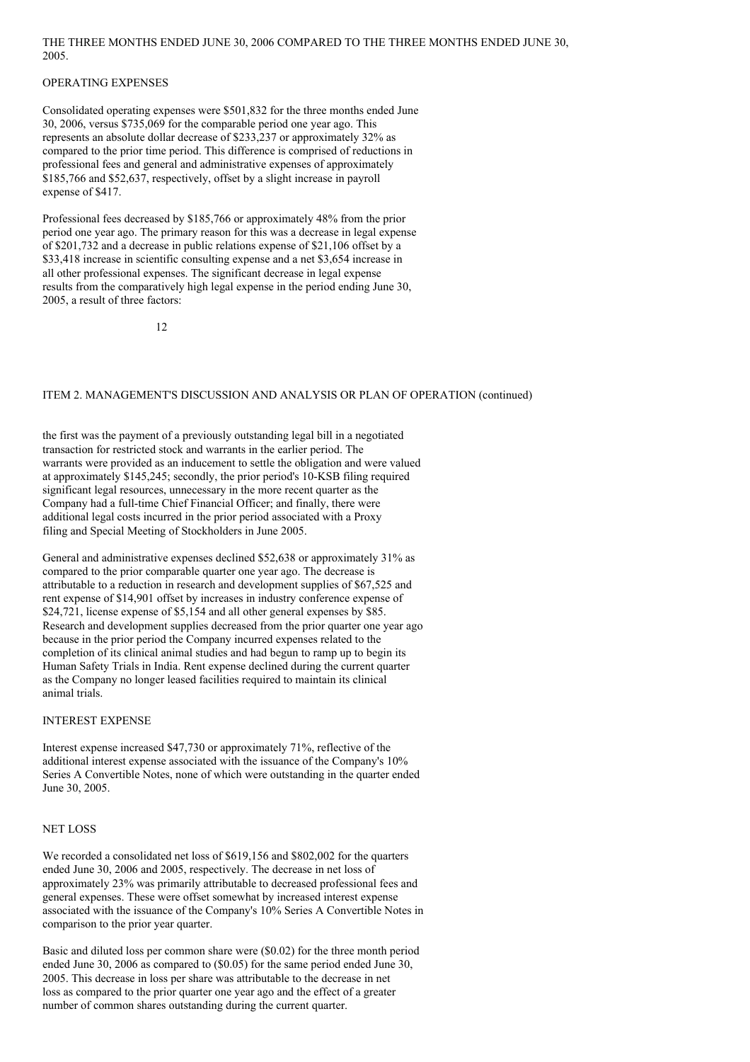THE THREE MONTHS ENDED JUNE 30, 2006 COMPARED TO THE THREE MONTHS ENDED JUNE 30, 2005.

## OPERATING EXPENSES

Consolidated operating expenses were $501,832 for the three months ended June 30, 2006, versus $735,069 for the comparable period one year ago. This represents an absolute dollar decrease of $233,237 or approximately 32% as compared to the prior time period. This difference is comprised of reductions in professional fees and general and administrative expenses of approximately $185,766 and $52,637, respectively, offset by a slight increase in payroll expense of $417.

Professional fees decreased by $185,766 or approximately 48% from the prior period one year ago. The primary reason for this was a decrease in legal expense of $201,732 and a decrease in public relations expense of $21,106 offset by a $33,418 increase in scientific consulting expense and a net $3,654 increase in all other professional expenses. The significant decrease in legal expense results from the comparatively high legal expense in the period ending June 30, 2005, a result of three factors:

ITEM 2. MANAGEMENT'S DISCUSSION AND ANALYSIS OR PLAN OF OPERATION (continued)

the first was the payment of a previously outstanding legal bill in a negotiated transaction for restricted stock and warrants in the earlier period. The warrants were provided as an inducement to settle the obligation and were valued at approximately $145,245; secondly, the prior period's 10-KSB filing required significant legal resources, unnecessary in the more recent quarter as the Company had a full-time Chief Financial Officer; and finally, there were additional legal costs incurred in the prior period associated with a Proxy filing and Special Meeting of Stockholders in June 2005.

General and administrative expenses declined $52,638 or approximately 31% as compared to the prior comparable quarter one year ago. The decrease is attributable to a reduction in research and development supplies of $67,525 and rent expense of $14,901 offset by increases in industry conference expense of $24,721, license expense of $5,154 and all other general expenses by $85. Research and development supplies decreased from the prior quarter one year ago because in the prior period the Company incurred expenses related to the completion of its clinical animal studies and had begun to ramp up to begin its Human Safety Trials in India. Rent expense declined during the current quarter as the Company no longer leased facilities required to maintain its clinical animal trials.

## INTEREST EXPENSE

Interest expense increased $47,730 or approximately 71%, reflective of the additional interest expense associated with the issuance of the Company's 10% Series A Convertible Notes, none of which were outstanding in the quarter ended June 30, 2005.

## NET LOSS

We recorded a consolidated net loss of $619,156 and $802,002 for the quarters ended June 30, 2006 and 2005, respectively. The decrease in net loss of approximately 23% was primarily attributable to decreased professional fees and general expenses. These were offset somewhat by increased interest expense associated with the issuance of the Company's 10% Series A Convertible Notes in comparison to the prior year quarter.

Basic and diluted loss per common share were ($0.02) for the three month period ended June 30, 2006 as compared to ($0.05) for the same period ended June 30, 2005. This decrease in loss per share was attributable to the decrease in net loss as compared to the prior quarter one year ago and the effect of a greater number of common shares outstanding during the current quarter.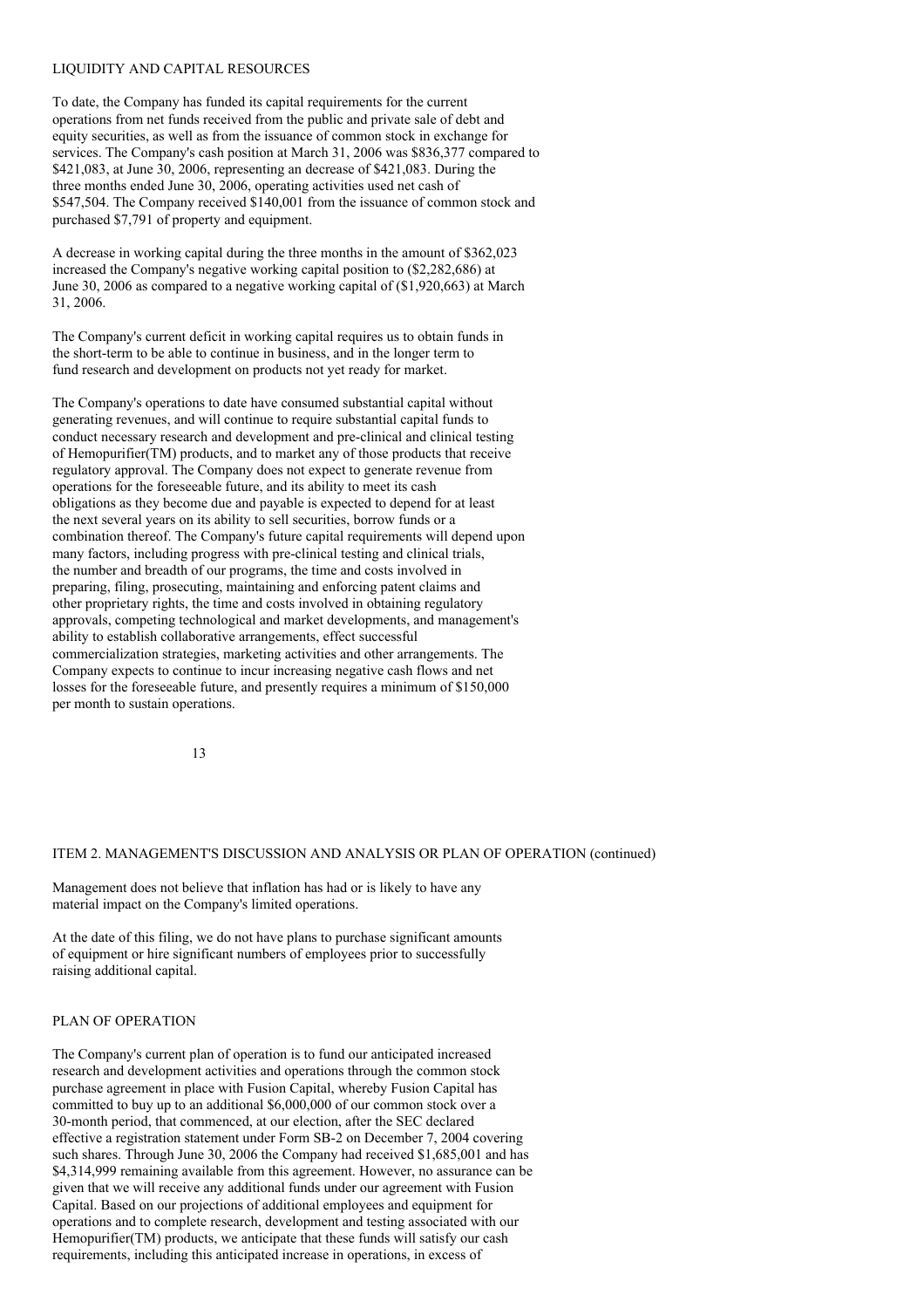LIQUIDITY AND CAPITAL RESOURCES

To date, the Company has funded its capital requirements for the current operations from net funds received from the public and private sale of debt and equity securities, as well as from the issuance of common stock in exchange for services. The Company's cash position at March 31, 2006 was $836,377 compared to $421,083, at June 30, 2006, representing an decrease of $421,083. During the three months ended June 30, 2006, operating activities used net cash of $547,504. The Company received $140,001 from the issuance of common stock and purchased $7,791 of property and equipment.

A decrease in working capital during the three months in the amount of $362,023 increased the Company's negative working capital position to ($2,282,686) at June 30, 2006 as compared to a negative working capital of ($1,920,663) at March 31, 2006.

The Company's current deficit in working capital requires us to obtain funds in the short-term to be able to continue in business, and in the longer term to fund research and development on products not yet ready for market.

The Company's operations to date have consumed substantial capital without generating revenues, and will continue to require substantial capital funds to conduct necessary research and development and pre-clinical and clinical testing of Hemopurifier(TM) products, and to market any of those products that receive regulatory approval. The Company does not expect to generate revenue from operations for the foreseeable future, and its ability to meet its cash obligations as they become due and payable is expected to depend for at least the next several years on its ability to sell securities, borrow funds or a combination thereof. The Company's future capital requirements will depend upon many factors, including progress with pre-clinical testing and clinical trials, the number and breadth of our programs, the time and costs involved in preparing, filing, prosecuting, maintaining and enforcing patent claims and other proprietary rights, the time and costs involved in obtaining regulatory approvals, competing technological and market developments, and management's ability to establish collaborative arrangements, effect successful commercialization strategies, marketing activities and other arrangements. The Company expects to continue to incur increasing negative cash flows and net losses for the foreseeable future, and presently requires a minimum of $150,000 per month to sustain operations.

ITEM 2. MANAGEMENT'S DISCUSSION AND ANALYSIS OR PLAN OF OPERATION (continued)

Management does not believe that inflation has had or is likely to have any material impact on the Company's limited operations.

At the date of this filing, we do not have plans to purchase significant amounts of equipment or hire significant numbers of employees prior to successfully raising additional capital.

PLAN OF OPERATION

The Company's current plan of operation is to fund our anticipated increased research and development activities and operations through the common stock purchase agreement in place with Fusion Capital, whereby Fusion Capital has committed to buy up to an additional $6,000,000 of our common stock over a 30-month period, that commenced, at our election, after the SEC declared effective a registration statement under Form SB-2 on December 7, 2004 covering such shares. Through June 30, 2006 the Company had received $1,685,001 and has $4,314,999 remaining available from this agreement. However, no assurance can be given that we will receive any additional funds under our agreement with Fusion Capital. Based on our projections of additional employees and equipment for operations and to complete research, development and testing associated with our Hemopurifier(TM) products, we anticipate that these funds will satisfy our cash requirements, including this anticipated increase in operations, in excess of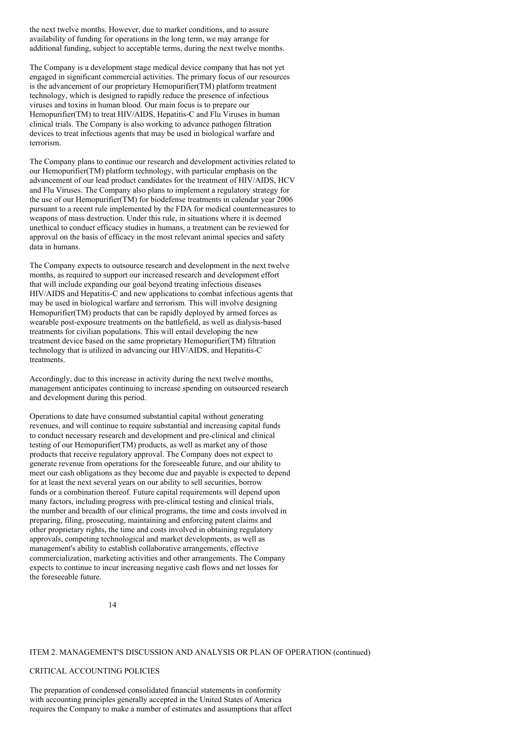the next twelve months. However, due to market conditions, and to assure availability of funding for operations in the long term, we may arrange for additional funding, subject to acceptable terms, during the next twelve months.

The Company is a development stage medical device company that has not yet engaged in significant commercial activities. The primary focus of our resources is the advancement of our proprietary Hemopurifier(TM) platform treatment technology, which is designed to rapidly reduce the presence of infectious viruses and toxins in human blood. Our main focus is to prepare our Hemopurifier(TM) to treat HIV/AIDS, Hepatitis-C and Flu Viruses in human clinical trials. The Company is also working to advance pathogen filtration devices to treat infectious agents that may be used in biological warfare and terrorism.

The Company plans to continue our research and development activities related to our Hemopurifier(TM) platform technology, with particular emphasis on the advancement of our lead product candidates for the treatment of HIV/AIDS, HCV and Flu Viruses. The Company also plans to implement a regulatory strategy for the use of our Hemopurifier(TM) for biodefense treatments in calendar year 2006 pursuant to a recent rule implemented by the FDA for medical countermeasures to weapons of mass destruction. Under this rule, in situations where it is deemed unethical to conduct efficacy studies in humans, a treatment can be reviewed for approval on the basis of efficacy in the most relevant animal species and safety data in humans.

The Company expects to outsource research and development in the next twelve months, as required to support our increased research and development effort that will include expanding our goal beyond treating infectious diseases HIV/AIDS and Hepatitis-C and new applications to combat infectious agents that may be used in biological warfare and terrorism. This will involve designing Hemopurifier(TM) products that can be rapidly deployed by armed forces as wearable post-exposure treatments on the battlefield, as well as dialysis-based treatments for civilian populations. This will entail developing the new treatment device based on the same proprietary Hemopurifier(TM) filtration technology that is utilized in advancing our HIV/AIDS, and Hepatitis-C treatments.

Accordingly, due to this increase in activity during the next twelve months, management anticipates continuing to increase spending on outsourced research and development during this period.

Operations to date have consumed substantial capital without generating revenues, and will continue to require substantial and increasing capital funds to conduct necessary research and development and pre-clinical and clinical testing of our Hemopurifier(TM) products, as well as market any of those products that receive regulatory approval. The Company does not expect to generate revenue from operations for the foreseeable future, and our ability to meet our cash obligations as they become due and payable is expected to depend for at least the next several years on our ability to sell securities, borrow funds or a combination thereof. Future capital requirements will depend upon many factors, including progress with pre-clinical testing and clinical trials, the number and breadth of our clinical programs, the time and costs involved in preparing, filing, prosecuting, maintaining and enforcing patent claims and other proprietary rights, the time and costs involved in obtaining regulatory approvals, competing technological and market developments, as well as management's ability to establish collaborative arrangements, effective commercialization, marketing activities and other arrangements. The Company expects to continue to incur increasing negative cash flows and net losses for the foreseeable future.

ITEM 2. MANAGEMENT'S DISCUSSION AND ANALYSIS OR PLAN OF OPERATION (continued)

## CRITICAL ACCOUNTING POLICIES

The preparation of condensed consolidated financial statements in conformity with accounting principles generally accepted in the United States of America requires the Company to make a number of estimates and assumptions that affect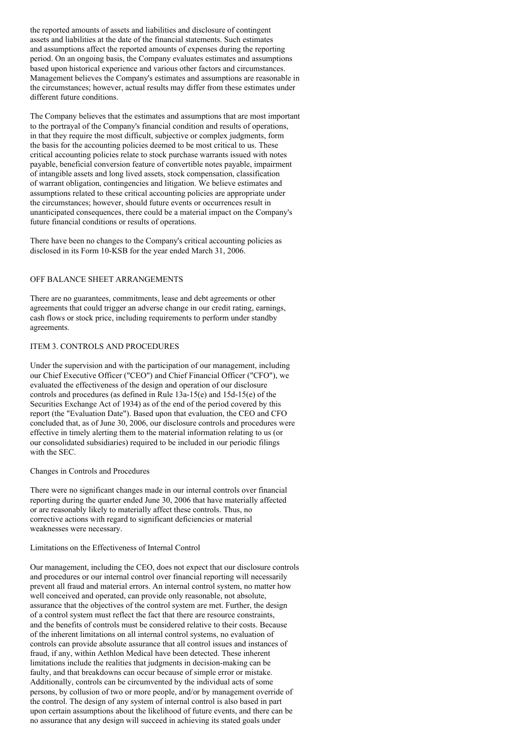the reported amounts of assets and liabilities and disclosure of contingent assets and liabilities at the date of the financial statements. Such estimates and assumptions affect the reported amounts of expenses during the reporting period. On an ongoing basis, the Company evaluates estimates and assumptions based upon historical experience and various other factors and circumstances. Management believes the Company's estimates and assumptions are reasonable in the circumstances; however, actual results may differ from these estimates under different future conditions.

The Company believes that the estimates and assumptions that are most important to the portrayal of the Company's financial condition and results of operations, in that they require the most difficult, subjective or complex judgments, form the basis for the accounting policies deemed to be most critical to us. These critical accounting policies relate to stock purchase warrants issued with notes payable, beneficial conversion feature of convertible notes payable, impairment of intangible assets and long lived assets, stock compensation, classification of warrant obligation, contingencies and litigation. We believe estimates and assumptions related to these critical accounting policies are appropriate under the circumstances; however, should future events or occurrences result in unanticipated consequences, there could be a material impact on the Company's future financial conditions or results of operations.

There have been no changes to the Company's critical accounting policies as disclosed in its Form 10-KSB for the year ended March 31, 2006.

## OFF BALANCE SHEET ARRANGEMENTS

There are no guarantees, commitments, lease and debt agreements or other agreements that could trigger an adverse change in our credit rating, earnings, cash flows or stock price, including requirements to perform under standby agreements.

## ITEM 3. CONTROLS AND PROCEDURES

Under the supervision and with the participation of our management, including our Chief Executive Officer ("CEO") and Chief Financial Officer ("CFO"), we evaluated the effectiveness of the design and operation of our disclosure controls and procedures (as defined in Rule 13a-15(e) and 15d-15(e) of the Securities Exchange Act of 1934) as of the end of the period covered by this report (the "Evaluation Date"). Based upon that evaluation, the CEO and CFO concluded that, as of June 30, 2006, our disclosure controls and procedures were effective in timely alerting them to the material information relating to us (or our consolidated subsidiaries) required to be included in our periodic filings with the SEC.

### Changes in Controls and Procedures

There were no significant changes made in our internal controls over financial reporting during the quarter ended June 30, 2006 that have materially affected or are reasonably likely to materially affect these controls. Thus, no corrective actions with regard to significant deficiencies or material weaknesses were necessary.

### Limitations on the Effectiveness of Internal Control

Our management, including the CEO, does not expect that our disclosure controls and procedures or our internal control over financial reporting will necessarily prevent all fraud and material errors. An internal control system, no matter how well conceived and operated, can provide only reasonable, not absolute, assurance that the objectives of the control system are met. Further, the design of a control system must reflect the fact that there are resource constraints, and the benefits of controls must be considered relative to their costs. Because of the inherent limitations on all internal control systems, no evaluation of controls can provide absolute assurance that all control issues and instances of fraud, if any, within Aethlon Medical have been detected. These inherent limitations include the realities that judgments in decision-making can be faulty, and that breakdowns can occur because of simple error or mistake. Additionally, controls can be circumvented by the individual acts of some persons, by collusion of two or more people, and/or by management override of the control. The design of any system of internal control is also based in part upon certain assumptions about the likelihood of future events, and there can be no assurance that any design will succeed in achieving its stated goals under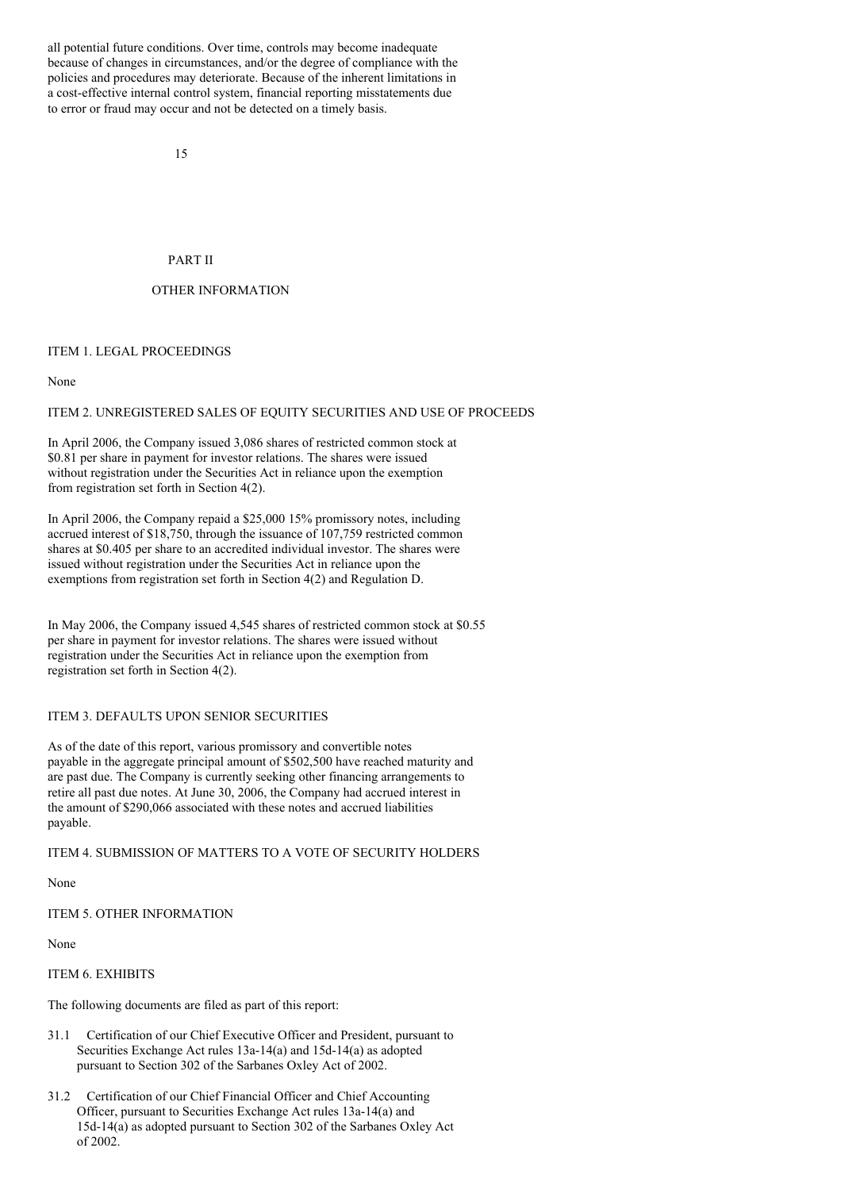all potential future conditions. Over time, controls may become inadequate because of changes in circumstances, and/or the degree of compliance with the policies and procedures may deteriorate. Because of the inherent limitations in a cost-effective internal control system, financial reporting misstatements due to error or fraud may occur and not be detected on a timely basis.

# PART II

## OTHER INFORMATION

### ITEM 1. LEGAL PROCEEDINGS

None

### ITEM 2. UNREGISTERED SALES OF EQUITY SECURITIES AND USE OF PROCEEDS

In April 2006, the Company issued 3,086 shares of restricted common stock at $0.81 per share in payment for investor relations. The shares were issued without registration under the Securities Act in reliance upon the exemption from registration set forth in Section 4(2).

In April 2006, the Company repaid a $25,000 15% promissory notes, including accrued interest of $18,750, through the issuance of 107,759 restricted common shares at $0.405 per share to an accredited individual investor. The shares were issued without registration under the Securities Act in reliance upon the exemptions from registration set forth in Section 4(2) and Regulation D.

In May 2006, the Company issued 4,545 shares of restricted common stock at $0.55 per share in payment for investor relations. The shares were issued without registration under the Securities Act in reliance upon the exemption from registration set forth in Section 4(2).

### ITEM 3. DEFAULTS UPON SENIOR SECURITIES

As of the date of this report, various promissory and convertible notes payable in the aggregate principal amount of $502,500 have reached maturity and are past due. The Company is currently seeking other financing arrangements to retire all past due notes. At June 30, 2006, the Company had accrued interest in the amount of $290,066 associated with these notes and accrued liabilities payable.

### ITEM 4. SUBMISSION OF MATTERS TO A VOTE OF SECURITY HOLDERS

None

### ITEM 5. OTHER INFORMATION

None

### ITEM 6. EXHIBITS

The following documents are filed as part of this report:

- 31.1 Certification of our Chief Executive Officer and President, pursuant to Securities Exchange Act rules 13a-14(a) and 15d-14(a) as adopted pursuant to Section 302 of the Sarbanes Oxley Act of 2002.
- 31.2 Certification of our Chief Financial Officer and Chief Accounting Officer, pursuant to Securities Exchange Act rules 13a-14(a) and 15d-14(a) as adopted pursuant to Section 302 of the Sarbanes Oxley Act of 2002.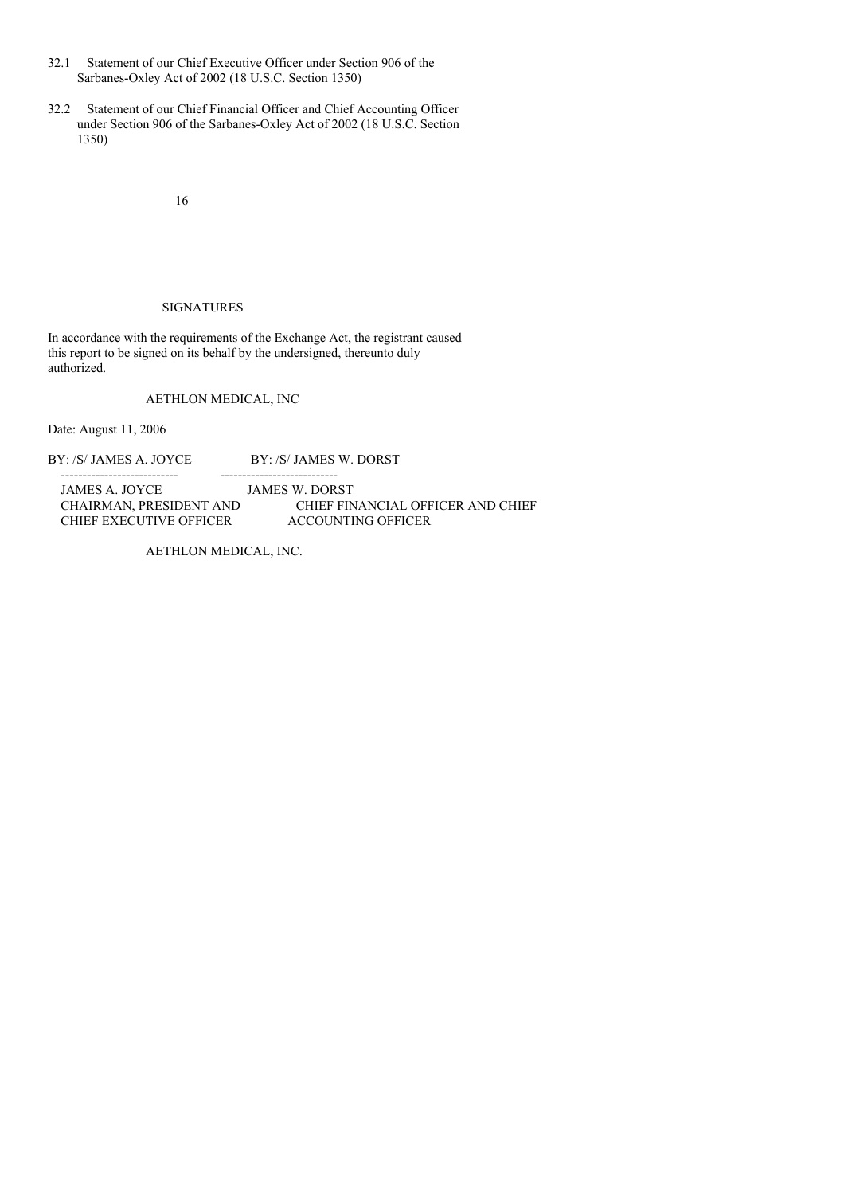32.1 Statement of our Chief Executive Officer under Section 906 of the Sarbanes-Oxley Act of 2002 (18 U.S.C. Section 1350)

32.2 Statement of our Chief Financial Officer and Chief Accounting Officer under Section 906 of the Sarbanes-Oxley Act of 2002 (18 U.S.C. Section 1350)

## SIGNATURES

In accordance with the requirements of the Exchange Act, the registrant caused this report to be signed on its behalf by the undersigned, thereunto duly authorized.

AETHLON MEDICAL, INC

Date: August 11, 2006

| BY: /S/ JAMES A. JOYCE | BY: /S/ JAMES W. DORST |
|---|---|
| JAMES A. JOYCE | JAMES W. DORST |
| CHAIRMAN, PRESIDENT AND CHIEF EXECUTIVE OFFICER | CHIEF FINANCIAL OFFICER AND CHIEF ACCOUNTING OFFICER |

AETHLON MEDICAL, INC.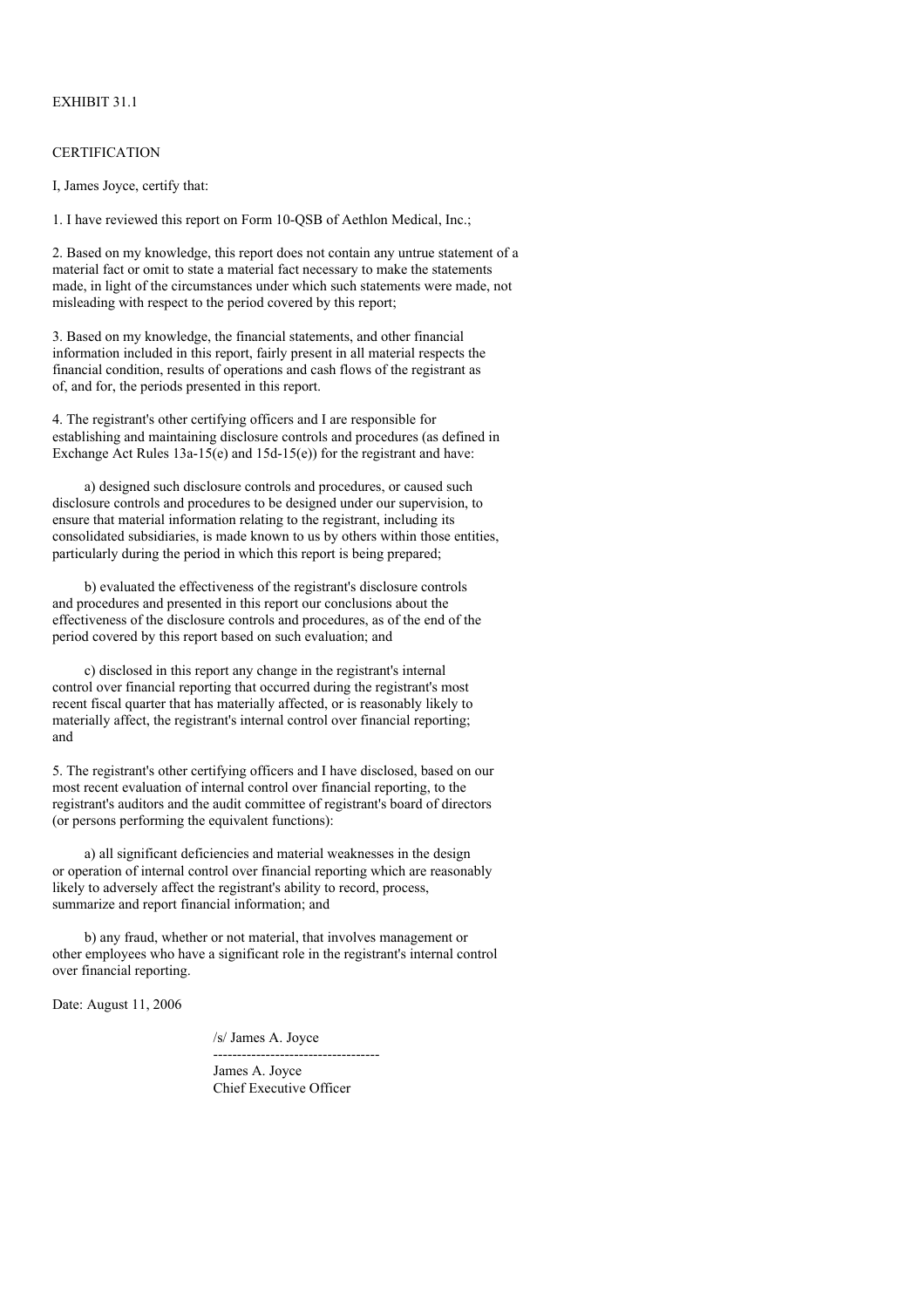EXHIBIT 31.1

CERTIFICATION

I, James Joyce, certify that:

1. I have reviewed this report on Form 10-QSB of Aethlon Medical, Inc.;

2. Based on my knowledge, this report does not contain any untrue statement of a material fact or omit to state a material fact necessary to make the statements made, in light of the circumstances under which such statements were made, not misleading with respect to the period covered by this report;

3. Based on my knowledge, the financial statements, and other financial information included in this report, fairly present in all material respects the financial condition, results of operations and cash flows of the registrant as of, and for, the periods presented in this report.

4. The registrant's other certifying officers and I are responsible for establishing and maintaining disclosure controls and procedures (as defined in Exchange Act Rules 13a-15(e) and 15d-15(e)) for the registrant and have:

a) designed such disclosure controls and procedures, or caused such disclosure controls and procedures to be designed under our supervision, to ensure that material information relating to the registrant, including its consolidated subsidiaries, is made known to us by others within those entities, particularly during the period in which this report is being prepared;

b) evaluated the effectiveness of the registrant's disclosure controls and procedures and presented in this report our conclusions about the effectiveness of the disclosure controls and procedures, as of the end of the period covered by this report based on such evaluation; and

c) disclosed in this report any change in the registrant's internal control over financial reporting that occurred during the registrant's most recent fiscal quarter that has materially affected, or is reasonably likely to materially affect, the registrant's internal control over financial reporting; and

5. The registrant's other certifying officers and I have disclosed, based on our most recent evaluation of internal control over financial reporting, to the registrant's auditors and the audit committee of registrant's board of directors (or persons performing the equivalent functions):

a) all significant deficiencies and material weaknesses in the design or operation of internal control over financial reporting which are reasonably likely to adversely affect the registrant's ability to record, process, summarize and report financial information; and

b) any fraud, whether or not material, that involves management or other employees who have a significant role in the registrant's internal control over financial reporting.

Date: August 11, 2006

/s/ James A. Joyce

James A. Joyce
Chief Executive Officer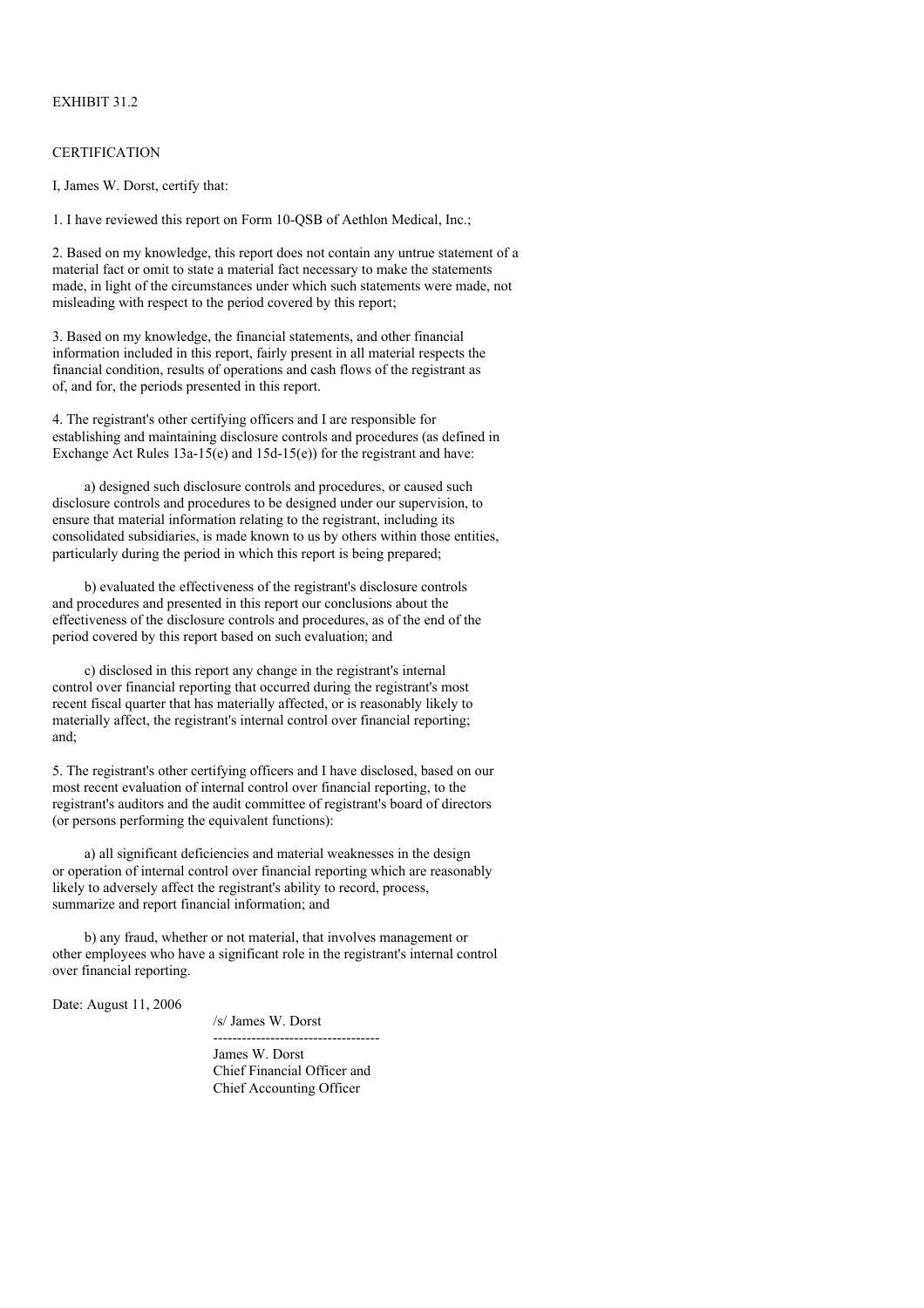EXHIBIT 31.2

CERTIFICATION

I, James W. Dorst, certify that:

1. I have reviewed this report on Form 10-QSB of Aethlon Medical, Inc.;

2. Based on my knowledge, this report does not contain any untrue statement of a material fact or omit to state a material fact necessary to make the statements made, in light of the circumstances under which such statements were made, not misleading with respect to the period covered by this report;

3. Based on my knowledge, the financial statements, and other financial information included in this report, fairly present in all material respects the financial condition, results of operations and cash flows of the registrant as of, and for, the periods presented in this report.

4. The registrant's other certifying officers and I are responsible for establishing and maintaining disclosure controls and procedures (as defined in Exchange Act Rules 13a-15(e) and 15d-15(e)) for the registrant and have:

a) designed such disclosure controls and procedures, or caused such disclosure controls and procedures to be designed under our supervision, to ensure that material information relating to the registrant, including its consolidated subsidiaries, is made known to us by others within those entities, particularly during the period in which this report is being prepared;

b) evaluated the effectiveness of the registrant's disclosure controls and procedures and presented in this report our conclusions about the effectiveness of the disclosure controls and procedures, as of the end of the period covered by this report based on such evaluation; and

c) disclosed in this report any change in the registrant's internal control over financial reporting that occurred during the registrant's most recent fiscal quarter that has materially affected, or is reasonably likely to materially affect, the registrant's internal control over financial reporting; and;

5. The registrant's other certifying officers and I have disclosed, based on our most recent evaluation of internal control over financial reporting, to the registrant's auditors and the audit committee of registrant's board of directors (or persons performing the equivalent functions):

a) all significant deficiencies and material weaknesses in the design or operation of internal control over financial reporting which are reasonably likely to adversely affect the registrant's ability to record, process, summarize and report financial information; and

b) any fraud, whether or not material, that involves management or other employees who have a significant role in the registrant's internal control over financial reporting.

Date: August 11, 2006

/s/ James W. Dorst

-----------------------------------

James W. Dorst
Chief Financial Officer and
Chief Accounting Officer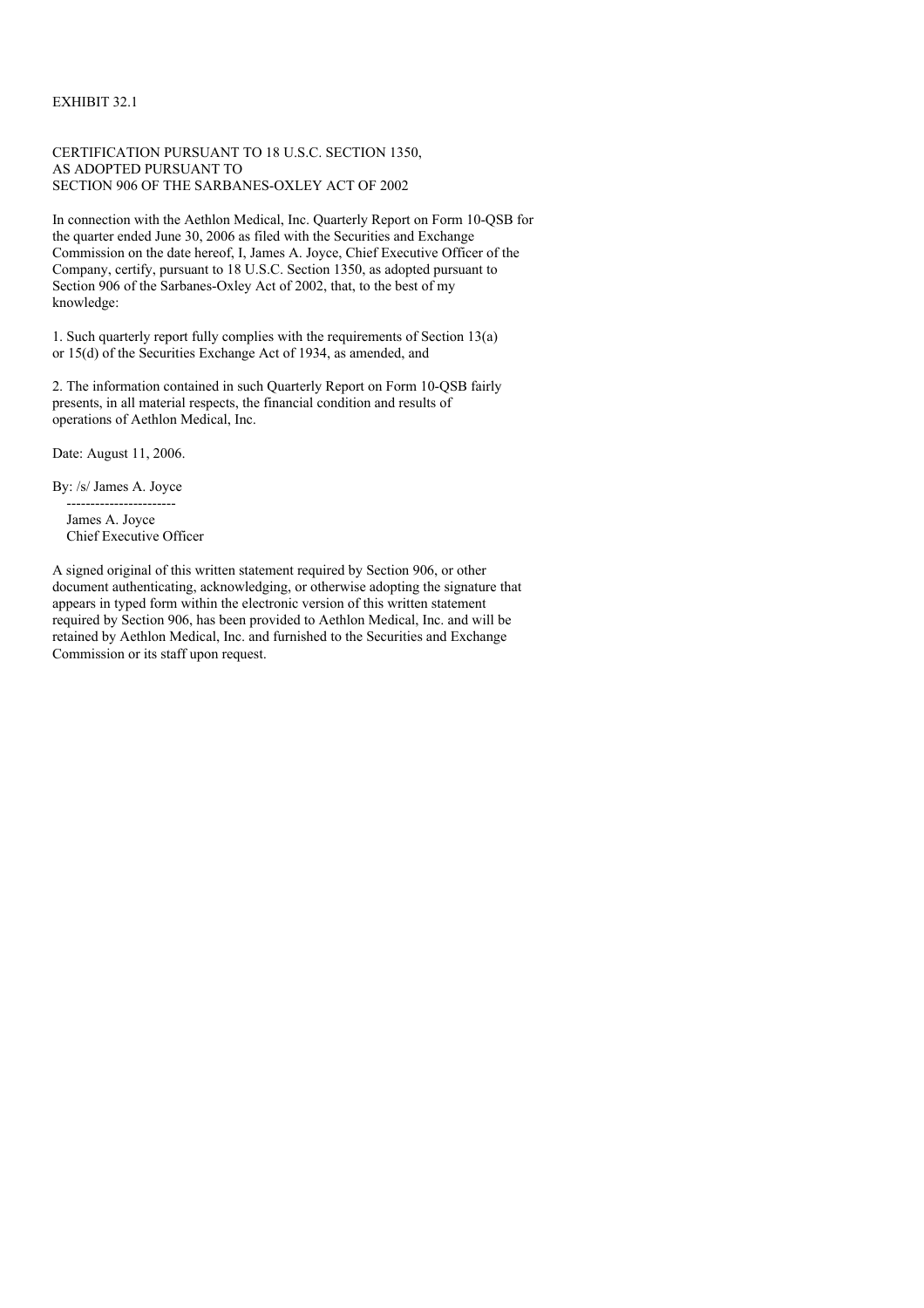EXHIBIT 32.1

CERTIFICATION PURSUANT TO 18 U.S.C. SECTION 1350,
AS ADOPTED PURSUANT TO
SECTION 906 OF THE SARBANES-OXLEY ACT OF 2002

In connection with the Aethlon Medical, Inc. Quarterly Report on Form 10-QSB for the quarter ended June 30, 2006 as filed with the Securities and Exchange Commission on the date hereof, I, James A. Joyce, Chief Executive Officer of the Company, certify, pursuant to 18 U.S.C. Section 1350, as adopted pursuant to Section 906 of the Sarbanes-Oxley Act of 2002, that, to the best of my knowledge:

1. Such quarterly report fully complies with the requirements of Section 13(a) or 15(d) of the Securities Exchange Act of 1934, as amended, and

2. The information contained in such Quarterly Report on Form 10-QSB fairly presents, in all material respects, the financial condition and results of operations of Aethlon Medical, Inc.

Date: August 11, 2006.

By: /s/ James A. Joyce
-----------------------
James A. Joyce
Chief Executive Officer

A signed original of this written statement required by Section 906, or other document authenticating, acknowledging, or otherwise adopting the signature that appears in typed form within the electronic version of this written statement required by Section 906, has been provided to Aethlon Medical, Inc. and will be retained by Aethlon Medical, Inc. and furnished to the Securities and Exchange Commission or its staff upon request.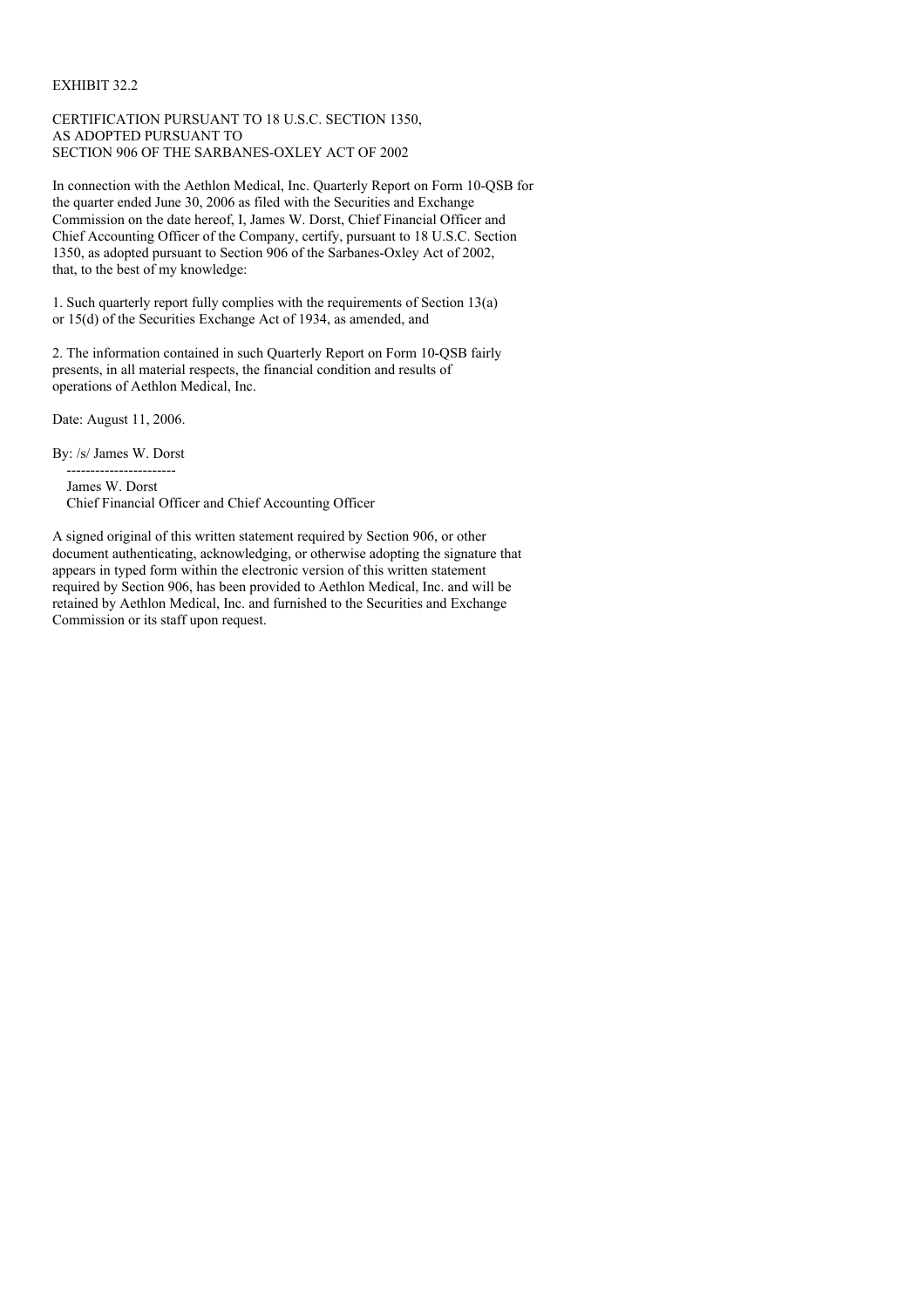EXHIBIT 32.2

CERTIFICATION PURSUANT TO 18 U.S.C. SECTION 1350,
AS ADOPTED PURSUANT TO
SECTION 906 OF THE SARBANES-OXLEY ACT OF 2002

In connection with the Aethlon Medical, Inc. Quarterly Report on Form 10-QSB for the quarter ended June 30, 2006 as filed with the Securities and Exchange Commission on the date hereof, I, James W. Dorst, Chief Financial Officer and Chief Accounting Officer of the Company, certify, pursuant to 18 U.S.C. Section 1350, as adopted pursuant to Section 906 of the Sarbanes-Oxley Act of 2002, that, to the best of my knowledge:

1. Such quarterly report fully complies with the requirements of Section 13(a) or 15(d) of the Securities Exchange Act of 1934, as amended, and

2. The information contained in such Quarterly Report on Form 10-QSB fairly presents, in all material respects, the financial condition and results of operations of Aethlon Medical, Inc.

Date: August 11, 2006.

By: /s/ James W. Dorst

James W. Dorst
Chief Financial Officer and Chief Accounting Officer

A signed original of this written statement required by Section 906, or other document authenticating, acknowledging, or otherwise adopting the signature that appears in typed form within the electronic version of this written statement required by Section 906, has been provided to Aethlon Medical, Inc. and will be retained by Aethlon Medical, Inc. and furnished to the Securities and Exchange Commission or its staff upon request.